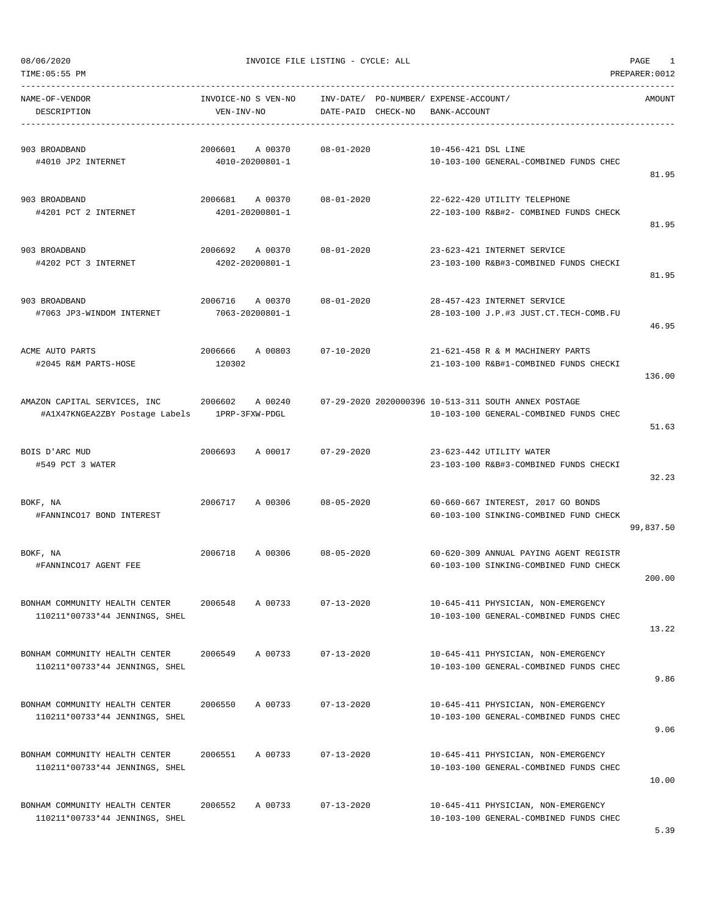08/06/2020 INVOICE FILE LISTING - CYCLE: ALL

TIME:05:55 PM PREPARER:0012

| NAME-OF-VENDOR / DESCRIPTION | INVOICE-NO S VEN-NO / VEN-INV-NO | INV-DATE/ DATE-PAID | PO-NUMBER/ CHECK-NO | EXPENSE-ACCOUNT/ BANK-ACCOUNT | AMOUNT |
|---|---|---|---|---|---|
| 903 BROADBAND<br>#4010 JP2 INTERNET | 2006601 A 00370<br>4010-20200801-1 | 08-01-2020 | | 10-456-421 DSL LINE<br>10-103-100 GENERAL-COMBINED FUNDS CHEC | 81.95 |
| 903 BROADBAND<br>#4201 PCT 2 INTERNET | 2006681 A 00370<br>4201-20200801-1 | 08-01-2020 | | 22-622-420 UTILITY TELEPHONE<br>22-103-100 R&B#2- COMBINED FUNDS CHECK | 81.95 |
| 903 BROADBAND<br>#4202 PCT 3 INTERNET | 2006692 A 00370<br>4202-20200801-1 | 08-01-2020 | | 23-623-421 INTERNET SERVICE<br>23-103-100 R&B#3-COMBINED FUNDS CHECKI | 81.95 |
| 903 BROADBAND<br>#7063 JP3-WINDOM INTERNET | 2006716 A 00370<br>7063-20200801-1 | 08-01-2020 | | 28-457-423 INTERNET SERVICE<br>28-103-100 J.P.#3 JUST.CT.TECH-COMB.FU | 46.95 |
| ACME AUTO PARTS<br>#2045 R&M PARTS-HOSE | 2006666 A 00803<br>120302 | 07-10-2020 | | 21-621-458 R & M MACHINERY PARTS<br>21-103-100 R&B#1-COMBINED FUNDS CHECKI | 136.00 |
| AMAZON CAPITAL SERVICES, INC<br>#A1X47KNGEA2ZBY Postage Labels | 2006602 A 00240<br>1PRP-3FXW-PDGL | 07-29-2020 | 2020000396 | 10-513-311 SOUTH ANNEX POSTAGE<br>10-103-100 GENERAL-COMBINED FUNDS CHEC | 51.63 |
| BOIS D'ARC MUD<br>#549 PCT 3 WATER | 2006693 A 00017 | 07-29-2020 | | 23-623-442 UTILITY WATER<br>23-103-100 R&B#3-COMBINED FUNDS CHECKI | 32.23 |
| BOKF, NA<br>#FANNINCO17 BOND INTEREST | 2006717 A 00306 | 08-05-2020 | | 60-660-667 INTEREST, 2017 GO BONDS<br>60-103-100 SINKING-COMBINED FUND CHECK | 99,837.50 |
| BOKF, NA<br>#FANNINCO17 AGENT FEE | 2006718 A 00306 | 08-05-2020 | | 60-620-309 ANNUAL PAYING AGENT REGISTR<br>60-103-100 SINKING-COMBINED FUND CHECK | 200.00 |
| BONHAM COMMUNITY HEALTH CENTER<br>110211*00733*44 JENNINGS, SHEL | 2006548 A 00733 | 07-13-2020 | | 10-645-411 PHYSICIAN, NON-EMERGENCY<br>10-103-100 GENERAL-COMBINED FUNDS CHEC | 13.22 |
| BONHAM COMMUNITY HEALTH CENTER<br>110211*00733*44 JENNINGS, SHEL | 2006549 A 00733 | 07-13-2020 | | 10-645-411 PHYSICIAN, NON-EMERGENCY<br>10-103-100 GENERAL-COMBINED FUNDS CHEC | 9.86 |
| BONHAM COMMUNITY HEALTH CENTER<br>110211*00733*44 JENNINGS, SHEL | 2006550 A 00733 | 07-13-2020 | | 10-645-411 PHYSICIAN, NON-EMERGENCY<br>10-103-100 GENERAL-COMBINED FUNDS CHEC | 9.06 |
| BONHAM COMMUNITY HEALTH CENTER<br>110211*00733*44 JENNINGS, SHEL | 2006551 A 00733 | 07-13-2020 | | 10-645-411 PHYSICIAN, NON-EMERGENCY<br>10-103-100 GENERAL-COMBINED FUNDS CHEC | 10.00 |
| BONHAM COMMUNITY HEALTH CENTER<br>110211*00733*44 JENNINGS, SHEL | 2006552 A 00733 | 07-13-2020 | | 10-645-411 PHYSICIAN, NON-EMERGENCY<br>10-103-100 GENERAL-COMBINED FUNDS CHEC | 5.39 |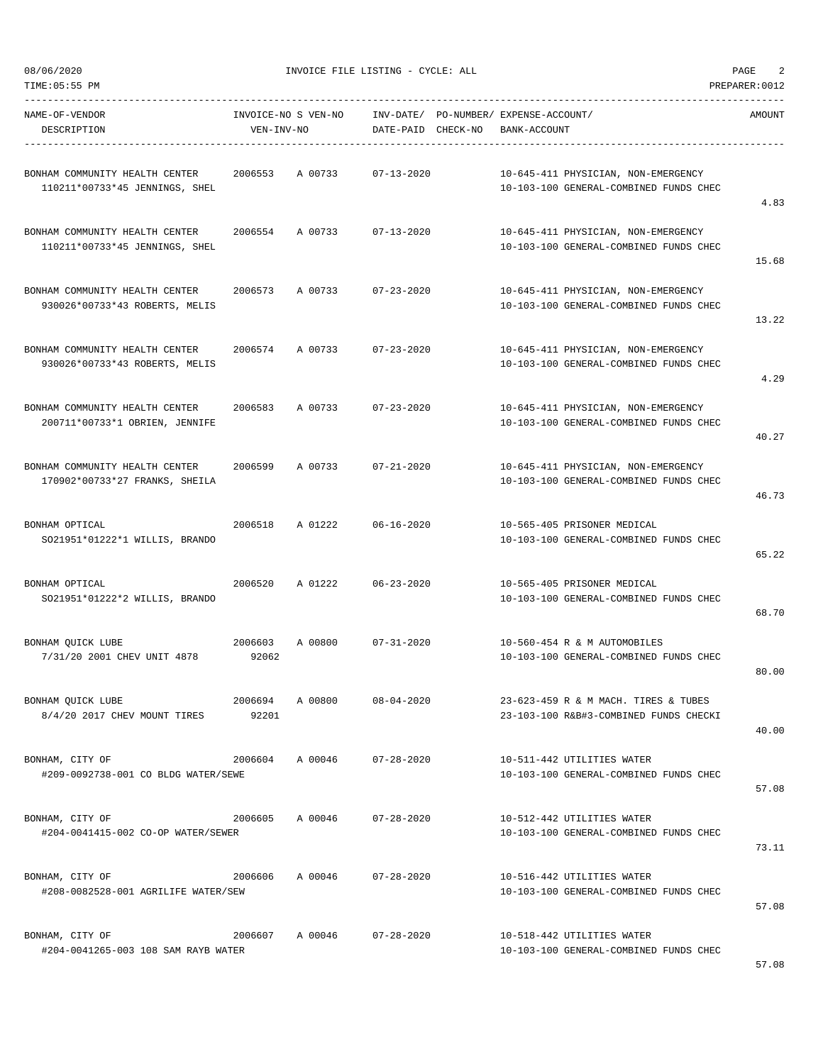08/06/2020 INVOICE FILE LISTING - CYCLE: ALL

TIME:05:55 PM PREPARER:0012

| NAME-OF-VENDOR / DESCRIPTION | INVOICE-NO / VEN-INV-NO | S VEN-NO | INV-DATE/ DATE-PAID | PO-NUMBER/ CHECK-NO | EXPENSE-ACCOUNT/ BANK-ACCOUNT | AMOUNT |
|---|---|---|---|---|---|---|
| BONHAM COMMUNITY HEALTH CENTER<br>110211*00733*45 JENNINGS, SHEL | 2006553 | A 00733 | 07-13-2020 | | 10-645-411 PHYSICIAN, NON-EMERGENCY<br>10-103-100 GENERAL-COMBINED FUNDS CHEC | 4.83 |
| BONHAM COMMUNITY HEALTH CENTER<br>110211*00733*45 JENNINGS, SHEL | 2006554 | A 00733 | 07-13-2020 | | 10-645-411 PHYSICIAN, NON-EMERGENCY<br>10-103-100 GENERAL-COMBINED FUNDS CHEC | 15.68 |
| BONHAM COMMUNITY HEALTH CENTER<br>930026*00733*43 ROBERTS, MELIS | 2006573 | A 00733 | 07-23-2020 | | 10-645-411 PHYSICIAN, NON-EMERGENCY<br>10-103-100 GENERAL-COMBINED FUNDS CHEC | 13.22 |
| BONHAM COMMUNITY HEALTH CENTER<br>930026*00733*43 ROBERTS, MELIS | 2006574 | A 00733 | 07-23-2020 | | 10-645-411 PHYSICIAN, NON-EMERGENCY<br>10-103-100 GENERAL-COMBINED FUNDS CHEC | 4.29 |
| BONHAM COMMUNITY HEALTH CENTER<br>200711*00733*1 OBRIEN, JENNIFE | 2006583 | A 00733 | 07-23-2020 | | 10-645-411 PHYSICIAN, NON-EMERGENCY<br>10-103-100 GENERAL-COMBINED FUNDS CHEC | 40.27 |
| BONHAM COMMUNITY HEALTH CENTER<br>170902*00733*27 FRANKS, SHEILA | 2006599 | A 00733 | 07-21-2020 | | 10-645-411 PHYSICIAN, NON-EMERGENCY<br>10-103-100 GENERAL-COMBINED FUNDS CHEC | 46.73 |
| BONHAM OPTICAL<br>SO21951*01222*1 WILLIS, BRANDO | 2006518 | A 01222 | 06-16-2020 | | 10-565-405 PRISONER MEDICAL<br>10-103-100 GENERAL-COMBINED FUNDS CHEC | 65.22 |
| BONHAM OPTICAL<br>SO21951*01222*2 WILLIS, BRANDO | 2006520 | A 01222 | 06-23-2020 | | 10-565-405 PRISONER MEDICAL<br>10-103-100 GENERAL-COMBINED FUNDS CHEC | 68.70 |
| BONHAM QUICK LUBE<br>7/31/20 2001 CHEV UNIT 4878 | 2006603<br>92062 | A 00800 | 07-31-2020 | | 10-560-454 R & M AUTOMOBILES<br>10-103-100 GENERAL-COMBINED FUNDS CHEC | 80.00 |
| BONHAM QUICK LUBE<br>8/4/20 2017 CHEV MOUNT TIRES | 2006694<br>92201 | A 00800 | 08-04-2020 | | 23-623-459 R & M MACH. TIRES & TUBES<br>23-103-100 R&B#3-COMBINED FUNDS CHECKI | 40.00 |
| BONHAM, CITY OF<br>#209-0092738-001 CO BLDG WATER/SEWE | 2006604 | A 00046 | 07-28-2020 | | 10-511-442 UTILITIES WATER<br>10-103-100 GENERAL-COMBINED FUNDS CHEC | 57.08 |
| BONHAM, CITY OF<br>#204-0041415-002 CO-OP WATER/SEWER | 2006605 | A 00046 | 07-28-2020 | | 10-512-442 UTILITIES WATER<br>10-103-100 GENERAL-COMBINED FUNDS CHEC | 73.11 |
| BONHAM, CITY OF<br>#208-0082528-001 AGRILIFE WATER/SEW | 2006606 | A 00046 | 07-28-2020 | | 10-516-442 UTILITIES WATER<br>10-103-100 GENERAL-COMBINED FUNDS CHEC | 57.08 |
| BONHAM, CITY OF<br>#204-0041265-003 108 SAM RAYB WATER | 2006607 | A 00046 | 07-28-2020 | | 10-518-442 UTILITIES WATER<br>10-103-100 GENERAL-COMBINED FUNDS CHEC | 57.08 |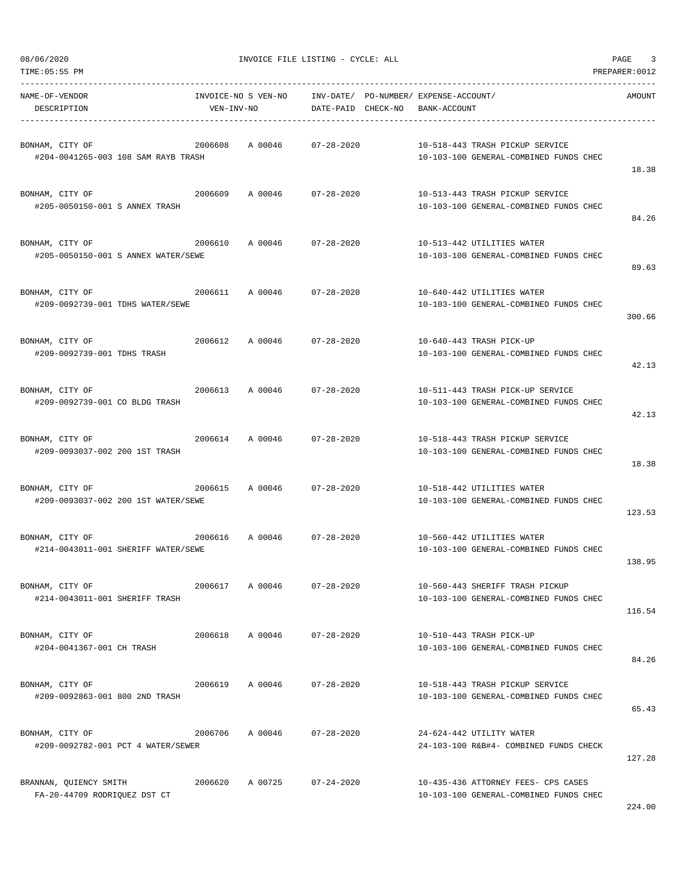INVOICE FILE LISTING - CYCLE: ALL

| NAME-OF-VENDOR / DESCRIPTION | INVOICE-NO | S VEN-NO / VEN-INV-NO | INV-DATE/ DATE-PAID | PO-NUMBER/ CHECK-NO | EXPENSE-ACCOUNT/ BANK-ACCOUNT | AMOUNT |
|---|---|---|---|---|---|---|
| BONHAM, CITY OF<br>#204-0041265-003 108 SAM RAYB TRASH | 2006608 | A 00046 | 07-28-2020 | | 10-518-443 TRASH PICKUP SERVICE<br>10-103-100 GENERAL-COMBINED FUNDS CHEC | 18.38 |
| BONHAM, CITY OF<br>#205-0050150-001 S ANNEX TRASH | 2006609 | A 00046 | 07-28-2020 | | 10-513-443 TRASH PICKUP SERVICE<br>10-103-100 GENERAL-COMBINED FUNDS CHEC | 84.26 |
| BONHAM, CITY OF<br>#205-0050150-001 S ANNEX WATER/SEWE | 2006610 | A 00046 | 07-28-2020 | | 10-513-442 UTILITIES WATER<br>10-103-100 GENERAL-COMBINED FUNDS CHEC | 89.63 |
| BONHAM, CITY OF<br>#209-0092739-001 TDHS WATER/SEWE | 2006611 | A 00046 | 07-28-2020 | | 10-640-442 UTILITIES WATER<br>10-103-100 GENERAL-COMBINED FUNDS CHEC | 300.66 |
| BONHAM, CITY OF<br>#209-0092739-001 TDHS TRASH | 2006612 | A 00046 | 07-28-2020 | | 10-640-443 TRASH PICK-UP<br>10-103-100 GENERAL-COMBINED FUNDS CHEC | 42.13 |
| BONHAM, CITY OF<br>#209-0092739-001 CO BLDG TRASH | 2006613 | A 00046 | 07-28-2020 | | 10-511-443 TRASH PICK-UP SERVICE<br>10-103-100 GENERAL-COMBINED FUNDS CHEC | 42.13 |
| BONHAM, CITY OF<br>#209-0093037-002 200 1ST TRASH | 2006614 | A 00046 | 07-28-2020 | | 10-518-443 TRASH PICKUP SERVICE<br>10-103-100 GENERAL-COMBINED FUNDS CHEC | 18.38 |
| BONHAM, CITY OF<br>#209-0093037-002 200 1ST WATER/SEWE | 2006615 | A 00046 | 07-28-2020 | | 10-518-442 UTILITIES WATER<br>10-103-100 GENERAL-COMBINED FUNDS CHEC | 123.53 |
| BONHAM, CITY OF<br>#214-0043011-001 SHERIFF WATER/SEWE | 2006616 | A 00046 | 07-28-2020 | | 10-560-442 UTILITIES WATER<br>10-103-100 GENERAL-COMBINED FUNDS CHEC | 138.95 |
| BONHAM, CITY OF<br>#214-0043011-001 SHERIFF TRASH | 2006617 | A 00046 | 07-28-2020 | | 10-560-443 SHERIFF TRASH PICKUP<br>10-103-100 GENERAL-COMBINED FUNDS CHEC | 116.54 |
| BONHAM, CITY OF<br>#204-0041367-001 CH TRASH | 2006618 | A 00046 | 07-28-2020 | | 10-510-443 TRASH PICK-UP<br>10-103-100 GENERAL-COMBINED FUNDS CHEC | 84.26 |
| BONHAM, CITY OF<br>#209-0092863-001 800 2ND TRASH | 2006619 | A 00046 | 07-28-2020 | | 10-518-443 TRASH PICKUP SERVICE<br>10-103-100 GENERAL-COMBINED FUNDS CHEC | 65.43 |
| BONHAM, CITY OF<br>#209-0092782-001 PCT 4 WATER/SEWER | 2006706 | A 00046 | 07-28-2020 | | 24-624-442 UTILITY WATER<br>24-103-100 R&B#4- COMBINED FUNDS CHECK | 127.28 |
| BRANNAN, QUIENCY SMITH<br>FA-20-44709 RODRIQUEZ DST CT | 2006620 | A 00725 | 07-24-2020 | | 10-435-436 ATTORNEY FEES- CPS CASES<br>10-103-100 GENERAL-COMBINED FUNDS CHEC | 224.00 |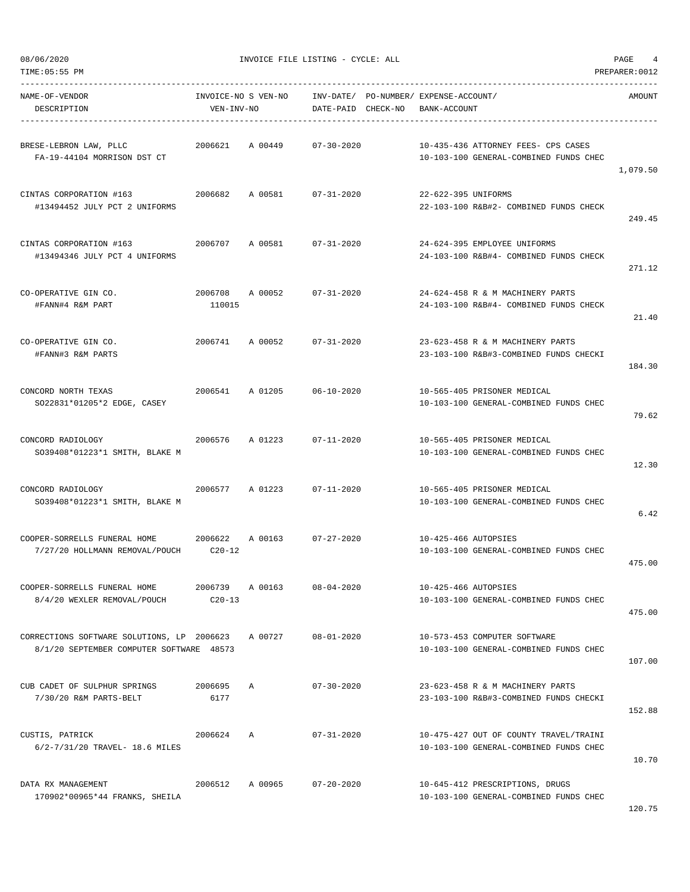08/06/2020 INVOICE FILE LISTING - CYCLE: ALL

TIME:05:55 PM PREPARER:0012

| NAME-OF-VENDOR / DESCRIPTION | INVOICE-NO / VEN-INV-NO | S | VEN-NO | INV-DATE/ DATE-PAID | PO-NUMBER/ CHECK-NO | EXPENSE-ACCOUNT/ BANK-ACCOUNT | AMOUNT |
|---|---|---|---|---|---|---|---|
| BRESE-LEBRON LAW, PLLC<br>FA-19-44104 MORRISON DST CT | 2006621 | A | 00449 | 07-30-2020 | | 10-435-436 ATTORNEY FEES- CPS CASES<br>10-103-100 GENERAL-COMBINED FUNDS CHEC | 1,079.50 |
| CINTAS CORPORATION #163<br>#13494452 JULY PCT 2 UNIFORMS | 2006682 | A | 00581 | 07-31-2020 | | 22-622-395 UNIFORMS<br>22-103-100 R&B#2- COMBINED FUNDS CHECK | 249.45 |
| CINTAS CORPORATION #163<br>#13494346 JULY PCT 4 UNIFORMS | 2006707 | A | 00581 | 07-31-2020 | | 24-624-395 EMPLOYEE UNIFORMS<br>24-103-100 R&B#4- COMBINED FUNDS CHECK | 271.12 |
| CO-OPERATIVE GIN CO.<br>#FANN#4 R&M PART | 2006708<br>110015 | A | 00052 | 07-31-2020 | | 24-624-458 R & M MACHINERY PARTS<br>24-103-100 R&B#4- COMBINED FUNDS CHECK | 21.40 |
| CO-OPERATIVE GIN CO.<br>#FANN#3 R&M PARTS | 2006741 | A | 00052 | 07-31-2020 | | 23-623-458 R & M MACHINERY PARTS<br>23-103-100 R&B#3-COMBINED FUNDS CHECKI | 184.30 |
| CONCORD NORTH TEXAS<br>SO22831*01205*2 EDGE, CASEY | 2006541 | A | 01205 | 06-10-2020 | | 10-565-405 PRISONER MEDICAL<br>10-103-100 GENERAL-COMBINED FUNDS CHEC | 79.62 |
| CONCORD RADIOLOGY<br>SO39408*01223*1 SMITH, BLAKE M | 2006576 | A | 01223 | 07-11-2020 | | 10-565-405 PRISONER MEDICAL<br>10-103-100 GENERAL-COMBINED FUNDS CHEC | 12.30 |
| CONCORD RADIOLOGY<br>SO39408*01223*1 SMITH, BLAKE M | 2006577 | A | 01223 | 07-11-2020 | | 10-565-405 PRISONER MEDICAL<br>10-103-100 GENERAL-COMBINED FUNDS CHEC | 6.42 |
| COOPER-SORRELLS FUNERAL HOME<br>7/27/20 HOLLMANN REMOVAL/POUCH | 2006622<br>C20-12 | A | 00163 | 07-27-2020 | | 10-425-466 AUTOPSIES<br>10-103-100 GENERAL-COMBINED FUNDS CHEC | 475.00 |
| COOPER-SORRELLS FUNERAL HOME<br>8/4/20 WEXLER REMOVAL/POUCH | 2006739<br>C20-13 | A | 00163 | 08-04-2020 | | 10-425-466 AUTOPSIES<br>10-103-100 GENERAL-COMBINED FUNDS CHEC | 475.00 |
| CORRECTIONS SOFTWARE SOLUTIONS, LP<br>8/1/20 SEPTEMBER COMPUTER SOFTWARE | 2006623<br>48573 | A | 00727 | 08-01-2020 | | 10-573-453 COMPUTER SOFTWARE<br>10-103-100 GENERAL-COMBINED FUNDS CHEC | 107.00 |
| CUB CADET OF SULPHUR SPRINGS<br>7/30/20 R&M PARTS-BELT | 2006695<br>6177 | A | | 07-30-2020 | | 23-623-458 R & M MACHINERY PARTS<br>23-103-100 R&B#3-COMBINED FUNDS CHECKI | 152.88 |
| CUSTIS, PATRICK<br>6/2-7/31/20 TRAVEL- 18.6 MILES | 2006624 | A | | 07-31-2020 | | 10-475-427 OUT OF COUNTY TRAVEL/TRAINI<br>10-103-100 GENERAL-COMBINED FUNDS CHEC | 10.70 |
| DATA RX MANAGEMENT<br>170902*00965*44 FRANKS, SHEILA | 2006512 | A | 00965 | 07-20-2020 | | 10-645-412 PRESCRIPTIONS, DRUGS<br>10-103-100 GENERAL-COMBINED FUNDS CHEC | 120.75 |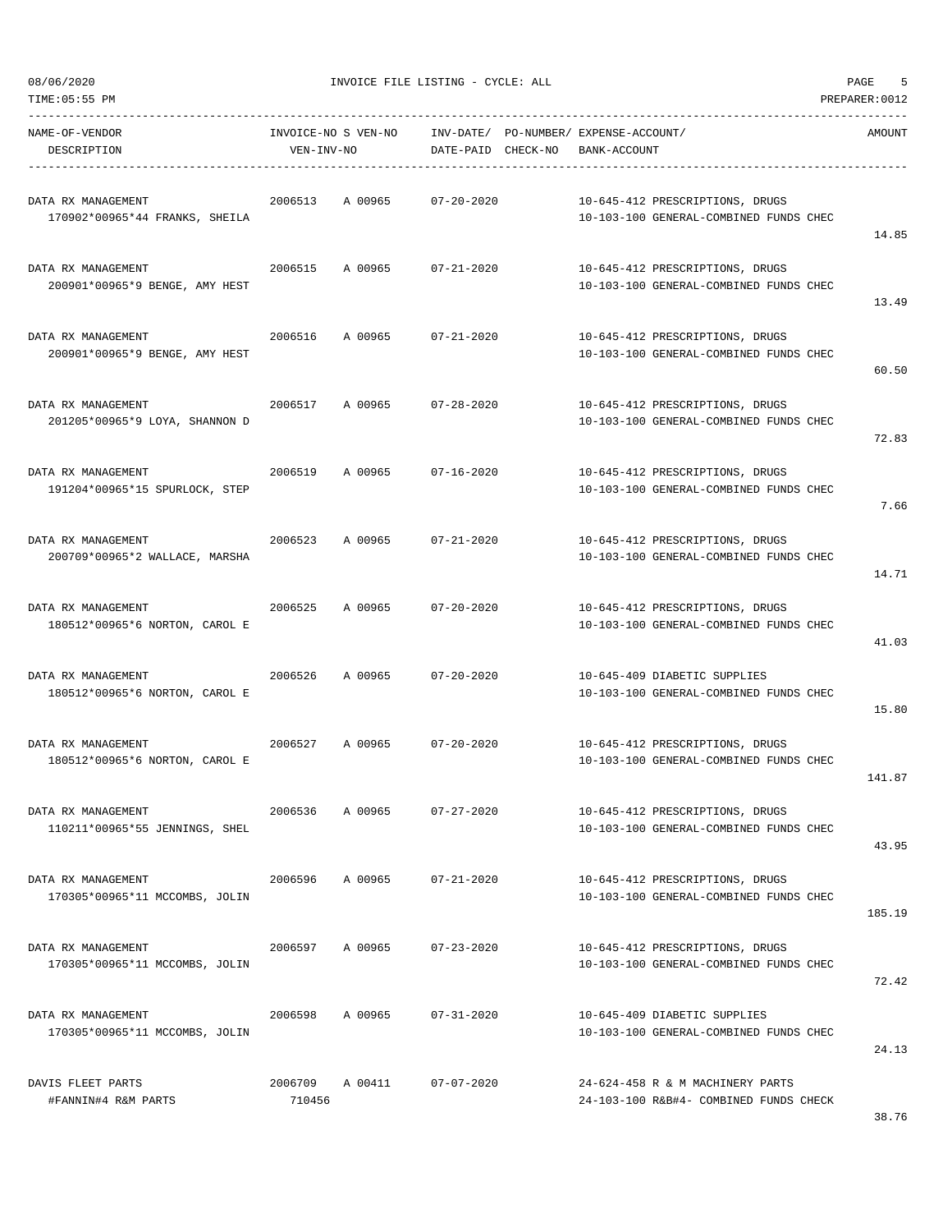08/06/2020 INVOICE FILE LISTING - CYCLE: ALL

TIME:05:55 PM PREPARER:0012

| NAME-OF-VENDOR<br>DESCRIPTION | INVOICE-NO<br>VEN-INV-NO | S | VEN-NO | INV-DATE/<br>DATE-PAID | PO-NUMBER/<br>CHECK-NO | EXPENSE-ACCOUNT/<br>BANK-ACCOUNT | AMOUNT |
|---|---|---|---|---|---|---|---|
| DATA RX MANAGEMENT<br>170902*00965*44 FRANKS, SHEILA | 2006513 | A | 00965 | 07-20-2020 | | 10-645-412 PRESCRIPTIONS, DRUGS<br>10-103-100 GENERAL-COMBINED FUNDS CHEC | 14.85 |
| DATA RX MANAGEMENT<br>200901*00965*9 BENGE, AMY HEST | 2006515 | A | 00965 | 07-21-2020 | | 10-645-412 PRESCRIPTIONS, DRUGS<br>10-103-100 GENERAL-COMBINED FUNDS CHEC | 13.49 |
| DATA RX MANAGEMENT<br>200901*00965*9 BENGE, AMY HEST | 2006516 | A | 00965 | 07-21-2020 | | 10-645-412 PRESCRIPTIONS, DRUGS<br>10-103-100 GENERAL-COMBINED FUNDS CHEC | 60.50 |
| DATA RX MANAGEMENT<br>201205*00965*9 LOYA, SHANNON D | 2006517 | A | 00965 | 07-28-2020 | | 10-645-412 PRESCRIPTIONS, DRUGS<br>10-103-100 GENERAL-COMBINED FUNDS CHEC | 72.83 |
| DATA RX MANAGEMENT<br>191204*00965*15 SPURLOCK, STEP | 2006519 | A | 00965 | 07-16-2020 | | 10-645-412 PRESCRIPTIONS, DRUGS<br>10-103-100 GENERAL-COMBINED FUNDS CHEC | 7.66 |
| DATA RX MANAGEMENT<br>200709*00965*2 WALLACE, MARSHA | 2006523 | A | 00965 | 07-21-2020 | | 10-645-412 PRESCRIPTIONS, DRUGS<br>10-103-100 GENERAL-COMBINED FUNDS CHEC | 14.71 |
| DATA RX MANAGEMENT<br>180512*00965*6 NORTON, CAROL E | 2006525 | A | 00965 | 07-20-2020 | | 10-645-412 PRESCRIPTIONS, DRUGS<br>10-103-100 GENERAL-COMBINED FUNDS CHEC | 41.03 |
| DATA RX MANAGEMENT<br>180512*00965*6 NORTON, CAROL E | 2006526 | A | 00965 | 07-20-2020 | | 10-645-409 DIABETIC SUPPLIES<br>10-103-100 GENERAL-COMBINED FUNDS CHEC | 15.80 |
| DATA RX MANAGEMENT<br>180512*00965*6 NORTON, CAROL E | 2006527 | A | 00965 | 07-20-2020 | | 10-645-412 PRESCRIPTIONS, DRUGS<br>10-103-100 GENERAL-COMBINED FUNDS CHEC | 141.87 |
| DATA RX MANAGEMENT<br>110211*00965*55 JENNINGS, SHEL | 2006536 | A | 00965 | 07-27-2020 | | 10-645-412 PRESCRIPTIONS, DRUGS<br>10-103-100 GENERAL-COMBINED FUNDS CHEC | 43.95 |
| DATA RX MANAGEMENT<br>170305*00965*11 MCCOMBS, JOLIN | 2006596 | A | 00965 | 07-21-2020 | | 10-645-412 PRESCRIPTIONS, DRUGS<br>10-103-100 GENERAL-COMBINED FUNDS CHEC | 185.19 |
| DATA RX MANAGEMENT<br>170305*00965*11 MCCOMBS, JOLIN | 2006597 | A | 00965 | 07-23-2020 | | 10-645-412 PRESCRIPTIONS, DRUGS<br>10-103-100 GENERAL-COMBINED FUNDS CHEC | 72.42 |
| DATA RX MANAGEMENT<br>170305*00965*11 MCCOMBS, JOLIN | 2006598 | A | 00965 | 07-31-2020 | | 10-645-409 DIABETIC SUPPLIES<br>10-103-100 GENERAL-COMBINED FUNDS CHEC | 24.13 |
| DAVIS FLEET PARTS<br>#FANNIN#4 R&M PARTS | 2006709<br>710456 | A | 00411 | 07-07-2020 | | 24-624-458 R & M MACHINERY PARTS<br>24-103-100 R&B#4- COMBINED FUNDS CHECK | 38.76 |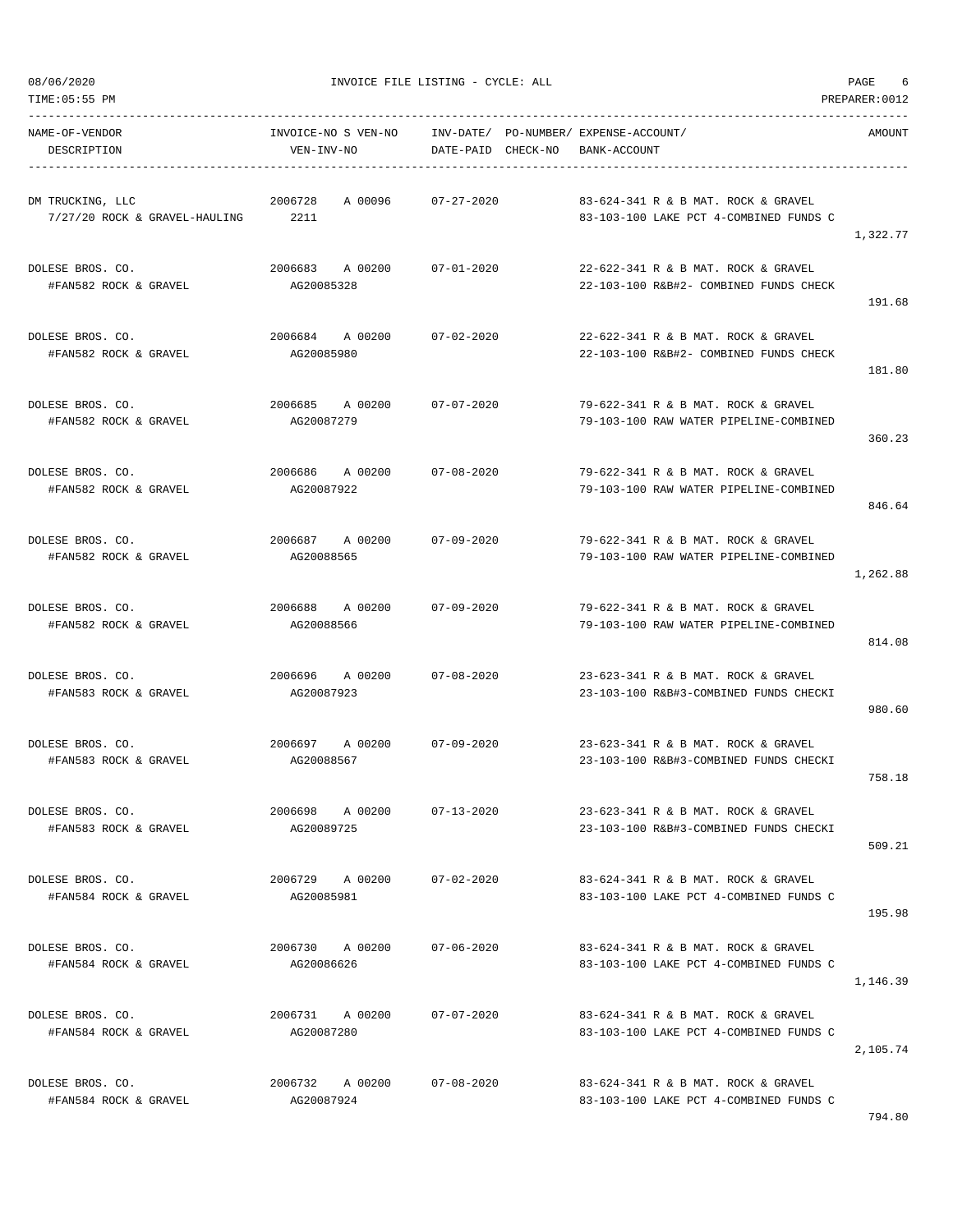08/06/2020 INVOICE FILE LISTING - CYCLE: ALL

TIME:05:55 PM PREPARER:0012

| NAME-OF-VENDOR / DESCRIPTION | INVOICE-NO S VEN-NO / VEN-INV-NO | INV-DATE/ DATE-PAID | PO-NUMBER/ CHECK-NO | EXPENSE-ACCOUNT/ BANK-ACCOUNT | AMOUNT |
|---|---|---|---|---|---|
| DM TRUCKING, LLC<br>7/27/20 ROCK & GRAVEL-HAULING | 2006728 A 00096<br>2211 | 07-27-2020 | | 83-624-341 R & B MAT. ROCK & GRAVEL<br>83-103-100 LAKE PCT 4-COMBINED FUNDS C | 1,322.77 |
| DOLESE BROS. CO.<br>#FAN582 ROCK & GRAVEL | 2006683 A 00200<br>AG20085328 | 07-01-2020 | | 22-622-341 R & B MAT. ROCK & GRAVEL<br>22-103-100 R&B#2- COMBINED FUNDS CHECK | 191.68 |
| DOLESE BROS. CO.<br>#FAN582 ROCK & GRAVEL | 2006684 A 00200<br>AG20085980 | 07-02-2020 | | 22-622-341 R & B MAT. ROCK & GRAVEL<br>22-103-100 R&B#2- COMBINED FUNDS CHECK | 181.80 |
| DOLESE BROS. CO.<br>#FAN582 ROCK & GRAVEL | 2006685 A 00200<br>AG20087279 | 07-07-2020 | | 79-622-341 R & B MAT. ROCK & GRAVEL<br>79-103-100 RAW WATER PIPELINE-COMBINED | 360.23 |
| DOLESE BROS. CO.<br>#FAN582 ROCK & GRAVEL | 2006686 A 00200<br>AG20087922 | 07-08-2020 | | 79-622-341 R & B MAT. ROCK & GRAVEL<br>79-103-100 RAW WATER PIPELINE-COMBINED | 846.64 |
| DOLESE BROS. CO.<br>#FAN582 ROCK & GRAVEL | 2006687 A 00200<br>AG20088565 | 07-09-2020 | | 79-622-341 R & B MAT. ROCK & GRAVEL<br>79-103-100 RAW WATER PIPELINE-COMBINED | 1,262.88 |
| DOLESE BROS. CO.<br>#FAN582 ROCK & GRAVEL | 2006688 A 00200<br>AG20088566 | 07-09-2020 | | 79-622-341 R & B MAT. ROCK & GRAVEL<br>79-103-100 RAW WATER PIPELINE-COMBINED | 814.08 |
| DOLESE BROS. CO.<br>#FAN583 ROCK & GRAVEL | 2006696 A 00200<br>AG20087923 | 07-08-2020 | | 23-623-341 R & B MAT. ROCK & GRAVEL<br>23-103-100 R&B#3-COMBINED FUNDS CHECKI | 980.60 |
| DOLESE BROS. CO.<br>#FAN583 ROCK & GRAVEL | 2006697 A 00200<br>AG20088567 | 07-09-2020 | | 23-623-341 R & B MAT. ROCK & GRAVEL<br>23-103-100 R&B#3-COMBINED FUNDS CHECKI | 758.18 |
| DOLESE BROS. CO.<br>#FAN583 ROCK & GRAVEL | 2006698 A 00200<br>AG20089725 | 07-13-2020 | | 23-623-341 R & B MAT. ROCK & GRAVEL<br>23-103-100 R&B#3-COMBINED FUNDS CHECKI | 509.21 |
| DOLESE BROS. CO.<br>#FAN584 ROCK & GRAVEL | 2006729 A 00200<br>AG20085981 | 07-02-2020 | | 83-624-341 R & B MAT. ROCK & GRAVEL<br>83-103-100 LAKE PCT 4-COMBINED FUNDS C | 195.98 |
| DOLESE BROS. CO.<br>#FAN584 ROCK & GRAVEL | 2006730 A 00200<br>AG20086626 | 07-06-2020 | | 83-624-341 R & B MAT. ROCK & GRAVEL<br>83-103-100 LAKE PCT 4-COMBINED FUNDS C | 1,146.39 |
| DOLESE BROS. CO.<br>#FAN584 ROCK & GRAVEL | 2006731 A 00200<br>AG20087280 | 07-07-2020 | | 83-624-341 R & B MAT. ROCK & GRAVEL<br>83-103-100 LAKE PCT 4-COMBINED FUNDS C | 2,105.74 |
| DOLESE BROS. CO.<br>#FAN584 ROCK & GRAVEL | 2006732 A 00200<br>AG20087924 | 07-08-2020 | | 83-624-341 R & B MAT. ROCK & GRAVEL<br>83-103-100 LAKE PCT 4-COMBINED FUNDS C | 794.80 |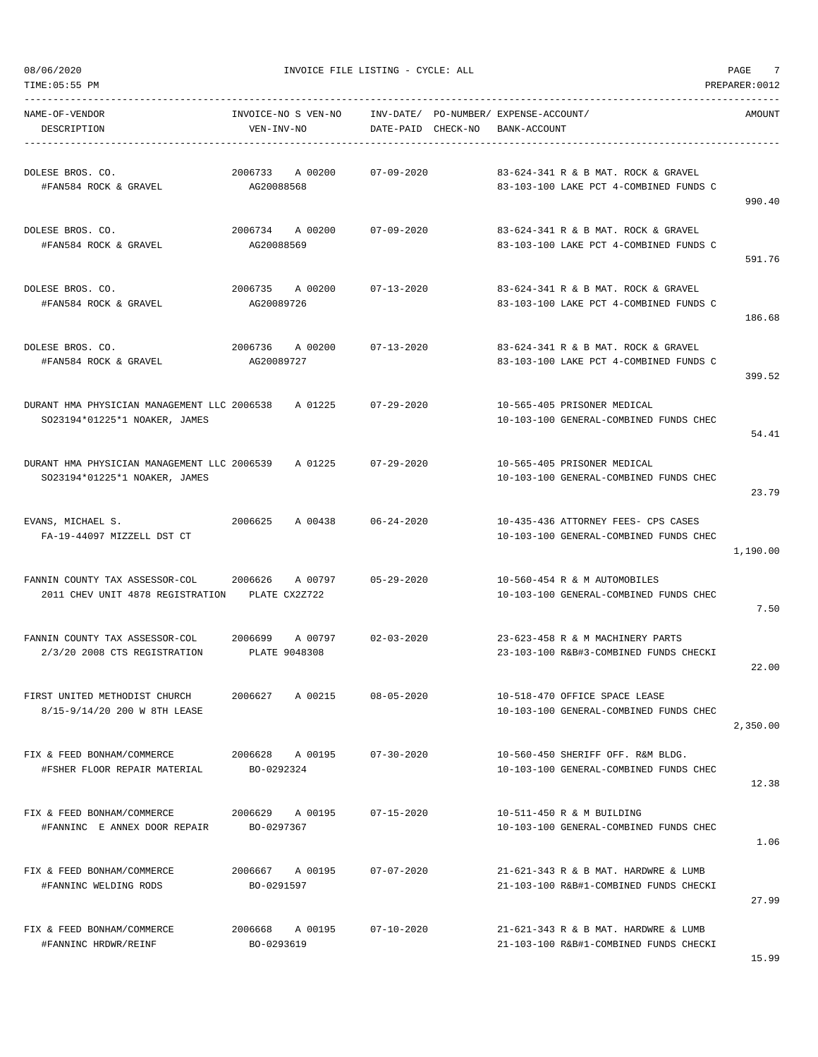08/06/2020 INVOICE FILE LISTING - CYCLE: ALL

TIME:05:55 PM PREPARER:0012

| NAME-OF-VENDOR<br>DESCRIPTION | INVOICE-NO S VEN-NO<br>VEN-INV-NO | INV-DATE/<br>DATE-PAID | PO-NUMBER/<br>CHECK-NO | EXPENSE-ACCOUNT/<br>BANK-ACCOUNT | AMOUNT |
|---|---|---|---|---|---|
| DOLESE BROS. CO.<br>#FAN584 ROCK & GRAVEL | 2006733 A 00200<br>AG20088568 | 07-09-2020 | | 83-624-341 R & B MAT. ROCK & GRAVEL<br>83-103-100 LAKE PCT 4-COMBINED FUNDS C | 990.40 |
| DOLESE BROS. CO.<br>#FAN584 ROCK & GRAVEL | 2006734 A 00200<br>AG20088569 | 07-09-2020 | | 83-624-341 R & B MAT. ROCK & GRAVEL<br>83-103-100 LAKE PCT 4-COMBINED FUNDS C | 591.76 |
| DOLESE BROS. CO.<br>#FAN584 ROCK & GRAVEL | 2006735 A 00200<br>AG20089726 | 07-13-2020 | | 83-624-341 R & B MAT. ROCK & GRAVEL<br>83-103-100 LAKE PCT 4-COMBINED FUNDS C | 186.68 |
| DOLESE BROS. CO.<br>#FAN584 ROCK & GRAVEL | 2006736 A 00200<br>AG20089727 | 07-13-2020 | | 83-624-341 R & B MAT. ROCK & GRAVEL<br>83-103-100 LAKE PCT 4-COMBINED FUNDS C | 399.52 |
| DURANT HMA PHYSICIAN MANAGEMENT LLC<br>SO23194*01225*1 NOAKER, JAMES | 2006538 A 01225 | 07-29-2020 | | 10-565-405 PRISONER MEDICAL<br>10-103-100 GENERAL-COMBINED FUNDS CHEC | 54.41 |
| DURANT HMA PHYSICIAN MANAGEMENT LLC<br>SO23194*01225*1 NOAKER, JAMES | 2006539 A 01225 | 07-29-2020 | | 10-565-405 PRISONER MEDICAL<br>10-103-100 GENERAL-COMBINED FUNDS CHEC | 23.79 |
| EVANS, MICHAEL S.<br>FA-19-44097 MIZZELL DST CT | 2006625 A 00438 | 06-24-2020 | | 10-435-436 ATTORNEY FEES- CPS CASES<br>10-103-100 GENERAL-COMBINED FUNDS CHEC | 1,190.00 |
| FANNIN COUNTY TAX ASSESSOR-COL<br>2011 CHEV UNIT 4878 REGISTRATION | 2006626 A 00797<br>PLATE CX2Z722 | 05-29-2020 | | 10-560-454 R & M AUTOMOBILES<br>10-103-100 GENERAL-COMBINED FUNDS CHEC | 7.50 |
| FANNIN COUNTY TAX ASSESSOR-COL<br>2/3/20 2008 CTS REGISTRATION | 2006699 A 00797<br>PLATE 9048308 | 02-03-2020 | | 23-623-458 R & M MACHINERY PARTS<br>23-103-100 R&B#3-COMBINED FUNDS CHECKI | 22.00 |
| FIRST UNITED METHODIST CHURCH<br>8/15-9/14/20 200 W 8TH LEASE | 2006627 A 00215 | 08-05-2020 | | 10-518-470 OFFICE SPACE LEASE<br>10-103-100 GENERAL-COMBINED FUNDS CHEC | 2,350.00 |
| FIX & FEED BONHAM/COMMERCE<br>#FSHER FLOOR REPAIR MATERIAL | 2006628 A 00195<br>BO-0292324 | 07-30-2020 | | 10-560-450 SHERIFF OFF. R&M BLDG.<br>10-103-100 GENERAL-COMBINED FUNDS CHEC | 12.38 |
| FIX & FEED BONHAM/COMMERCE<br>#FANNINC E ANNEX DOOR REPAIR | 2006629 A 00195<br>BO-0297367 | 07-15-2020 | | 10-511-450 R & M BUILDING<br>10-103-100 GENERAL-COMBINED FUNDS CHEC | 1.06 |
| FIX & FEED BONHAM/COMMERCE<br>#FANNINC WELDING RODS | 2006667 A 00195<br>BO-0291597 | 07-07-2020 | | 21-621-343 R & B MAT. HARDWRE & LUMB<br>21-103-100 R&B#1-COMBINED FUNDS CHECKI | 27.99 |
| FIX & FEED BONHAM/COMMERCE<br>#FANNINC HRDWR/REINF | 2006668 A 00195<br>BO-0293619 | 07-10-2020 | | 21-621-343 R & B MAT. HARDWRE & LUMB<br>21-103-100 R&B#1-COMBINED FUNDS CHECKI | 15.99 |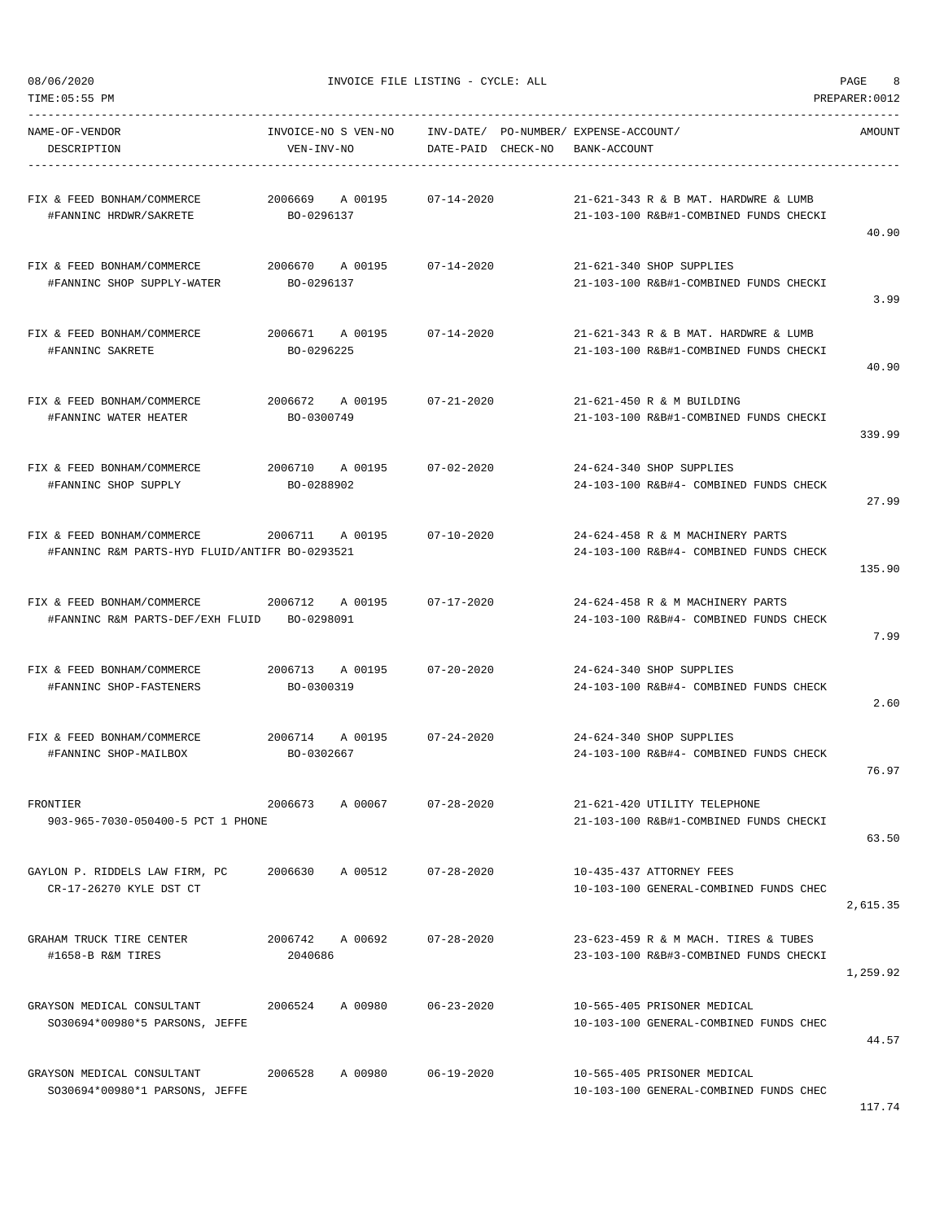08/06/2020 INVOICE FILE LISTING - CYCLE: ALL

TIME:05:55 PM PREPARER:0012

| NAME-OF-VENDOR / DESCRIPTION | INVOICE-NO S VEN-NO / VEN-INV-NO | INV-DATE/ DATE-PAID | PO-NUMBER/ CHECK-NO | EXPENSE-ACCOUNT/ BANK-ACCOUNT | AMOUNT |
|---|---|---|---|---|---|
| FIX & FEED BONHAM/COMMERCE<br>#FANNINC HRDWR/SAKRETE | 2006669 A 00195<br>BO-0296137 | 07-14-2020 | | 21-621-343 R & B MAT. HARDWRE & LUMB<br>21-103-100 R&B#1-COMBINED FUNDS CHECKI | 40.90 |
| FIX & FEED BONHAM/COMMERCE<br>#FANNINC SHOP SUPPLY-WATER | 2006670 A 00195<br>BO-0296137 | 07-14-2020 | | 21-621-340 SHOP SUPPLIES<br>21-103-100 R&B#1-COMBINED FUNDS CHECKI | 3.99 |
| FIX & FEED BONHAM/COMMERCE<br>#FANNINC SAKRETE | 2006671 A 00195<br>BO-0296225 | 07-14-2020 | | 21-621-343 R & B MAT. HARDWRE & LUMB<br>21-103-100 R&B#1-COMBINED FUNDS CHECKI | 40.90 |
| FIX & FEED BONHAM/COMMERCE<br>#FANNINC WATER HEATER | 2006672 A 00195<br>BO-0300749 | 07-21-2020 | | 21-621-450 R & M BUILDING<br>21-103-100 R&B#1-COMBINED FUNDS CHECKI | 339.99 |
| FIX & FEED BONHAM/COMMERCE<br>#FANNINC SHOP SUPPLY | 2006710 A 00195<br>BO-0288902 | 07-02-2020 | | 24-624-340 SHOP SUPPLIES<br>24-103-100 R&B#4- COMBINED FUNDS CHECK | 27.99 |
| FIX & FEED BONHAM/COMMERCE<br>#FANNINC R&M PARTS-HYD FLUID/ANTIFR | 2006711 A 00195<br>BO-0293521 | 07-10-2020 | | 24-624-458 R & M MACHINERY PARTS<br>24-103-100 R&B#4- COMBINED FUNDS CHECK | 135.90 |
| FIX & FEED BONHAM/COMMERCE<br>#FANNINC R&M PARTS-DEF/EXH FLUID | 2006712 A 00195<br>BO-0298091 | 07-17-2020 | | 24-624-458 R & M MACHINERY PARTS<br>24-103-100 R&B#4- COMBINED FUNDS CHECK | 7.99 |
| FIX & FEED BONHAM/COMMERCE<br>#FANNINC SHOP-FASTENERS | 2006713 A 00195<br>BO-0300319 | 07-20-2020 | | 24-624-340 SHOP SUPPLIES<br>24-103-100 R&B#4- COMBINED FUNDS CHECK | 2.60 |
| FIX & FEED BONHAM/COMMERCE<br>#FANNINC SHOP-MAILBOX | 2006714 A 00195<br>BO-0302667 | 07-24-2020 | | 24-624-340 SHOP SUPPLIES<br>24-103-100 R&B#4- COMBINED FUNDS CHECK | 76.97 |
| FRONTIER<br>903-965-7030-050400-5 PCT 1 PHONE | 2006673 A 00067 | 07-28-2020 | | 21-621-420 UTILITY TELEPHONE<br>21-103-100 R&B#1-COMBINED FUNDS CHECKI | 63.50 |
| GAYLON P. RIDDELS LAW FIRM, PC<br>CR-17-26270 KYLE DST CT | 2006630 A 00512 | 07-28-2020 | | 10-435-437 ATTORNEY FEES<br>10-103-100 GENERAL-COMBINED FUNDS CHEC | 2,615.35 |
| GRAHAM TRUCK TIRE CENTER<br>#1658-B R&M TIRES | 2006742 A 00692<br>2040686 | 07-28-2020 | | 23-623-459 R & M MACH. TIRES & TUBES<br>23-103-100 R&B#3-COMBINED FUNDS CHECKI | 1,259.92 |
| GRAYSON MEDICAL CONSULTANT<br>SO30694*00980*5 PARSONS, JEFFE | 2006524 A 00980 | 06-23-2020 | | 10-565-405 PRISONER MEDICAL<br>10-103-100 GENERAL-COMBINED FUNDS CHEC | 44.57 |
| GRAYSON MEDICAL CONSULTANT<br>SO30694*00980*1 PARSONS, JEFFE | 2006528 A 00980 | 06-19-2020 | | 10-565-405 PRISONER MEDICAL<br>10-103-100 GENERAL-COMBINED FUNDS CHEC | 117.74 |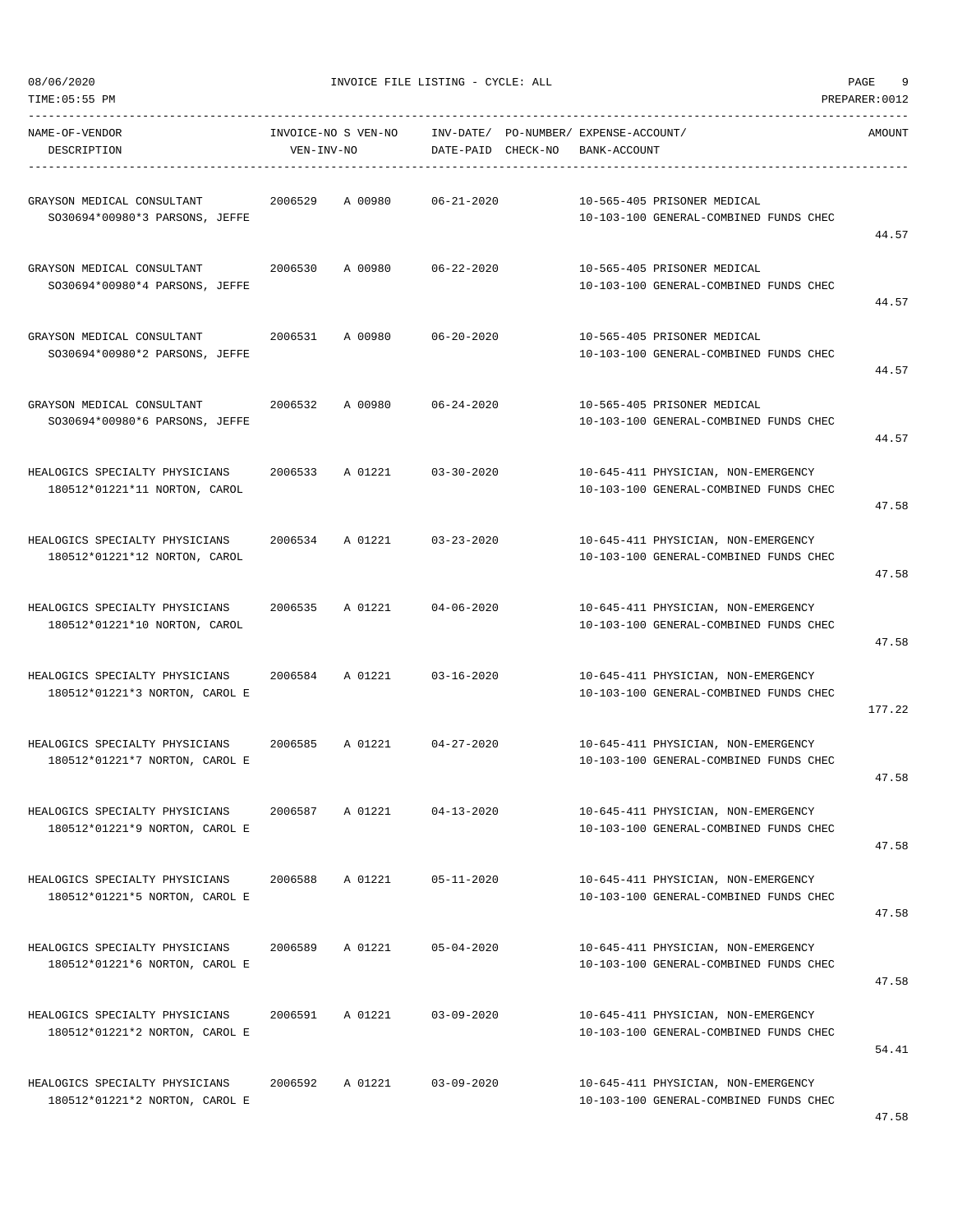08/06/2020 INVOICE FILE LISTING - CYCLE: ALL

TIME:05:55 PM PREPARER:0012

| NAME-OF-VENDOR / DESCRIPTION | INVOICE-NO S VEN-NO / VEN-INV-NO | INV-DATE/ DATE-PAID | PO-NUMBER/ CHECK-NO | EXPENSE-ACCOUNT/ BANK-ACCOUNT | AMOUNT |
|---|---|---|---|---|---|
| GRAYSON MEDICAL CONSULTANT<br>SO30694*00980*3 PARSONS, JEFFE | 2006529 A 00980 | 06-21-2020 | | 10-565-405 PRISONER MEDICAL<br>10-103-100 GENERAL-COMBINED FUNDS CHEC | 44.57 |
| GRAYSON MEDICAL CONSULTANT<br>SO30694*00980*4 PARSONS, JEFFE | 2006530 A 00980 | 06-22-2020 | | 10-565-405 PRISONER MEDICAL<br>10-103-100 GENERAL-COMBINED FUNDS CHEC | 44.57 |
| GRAYSON MEDICAL CONSULTANT<br>SO30694*00980*2 PARSONS, JEFFE | 2006531 A 00980 | 06-20-2020 | | 10-565-405 PRISONER MEDICAL<br>10-103-100 GENERAL-COMBINED FUNDS CHEC | 44.57 |
| GRAYSON MEDICAL CONSULTANT<br>SO30694*00980*6 PARSONS, JEFFE | 2006532 A 00980 | 06-24-2020 | | 10-565-405 PRISONER MEDICAL<br>10-103-100 GENERAL-COMBINED FUNDS CHEC | 44.57 |
| HEALOGICS SPECIALTY PHYSICIANS<br>180512*01221*11 NORTON, CAROL | 2006533 A 01221 | 03-30-2020 | | 10-645-411 PHYSICIAN, NON-EMERGENCY<br>10-103-100 GENERAL-COMBINED FUNDS CHEC | 47.58 |
| HEALOGICS SPECIALTY PHYSICIANS<br>180512*01221*12 NORTON, CAROL | 2006534 A 01221 | 03-23-2020 | | 10-645-411 PHYSICIAN, NON-EMERGENCY<br>10-103-100 GENERAL-COMBINED FUNDS CHEC | 47.58 |
| HEALOGICS SPECIALTY PHYSICIANS<br>180512*01221*10 NORTON, CAROL | 2006535 A 01221 | 04-06-2020 | | 10-645-411 PHYSICIAN, NON-EMERGENCY<br>10-103-100 GENERAL-COMBINED FUNDS CHEC | 47.58 |
| HEALOGICS SPECIALTY PHYSICIANS<br>180512*01221*3 NORTON, CAROL E | 2006584 A 01221 | 03-16-2020 | | 10-645-411 PHYSICIAN, NON-EMERGENCY<br>10-103-100 GENERAL-COMBINED FUNDS CHEC | 177.22 |
| HEALOGICS SPECIALTY PHYSICIANS<br>180512*01221*7 NORTON, CAROL E | 2006585 A 01221 | 04-27-2020 | | 10-645-411 PHYSICIAN, NON-EMERGENCY<br>10-103-100 GENERAL-COMBINED FUNDS CHEC | 47.58 |
| HEALOGICS SPECIALTY PHYSICIANS<br>180512*01221*9 NORTON, CAROL E | 2006587 A 01221 | 04-13-2020 | | 10-645-411 PHYSICIAN, NON-EMERGENCY<br>10-103-100 GENERAL-COMBINED FUNDS CHEC | 47.58 |
| HEALOGICS SPECIALTY PHYSICIANS<br>180512*01221*5 NORTON, CAROL E | 2006588 A 01221 | 05-11-2020 | | 10-645-411 PHYSICIAN, NON-EMERGENCY<br>10-103-100 GENERAL-COMBINED FUNDS CHEC | 47.58 |
| HEALOGICS SPECIALTY PHYSICIANS<br>180512*01221*6 NORTON, CAROL E | 2006589 A 01221 | 05-04-2020 | | 10-645-411 PHYSICIAN, NON-EMERGENCY<br>10-103-100 GENERAL-COMBINED FUNDS CHEC | 47.58 |
| HEALOGICS SPECIALTY PHYSICIANS<br>180512*01221*2 NORTON, CAROL E | 2006591 A 01221 | 03-09-2020 | | 10-645-411 PHYSICIAN, NON-EMERGENCY<br>10-103-100 GENERAL-COMBINED FUNDS CHEC | 54.41 |
| HEALOGICS SPECIALTY PHYSICIANS<br>180512*01221*2 NORTON, CAROL E | 2006592 A 01221 | 03-09-2020 | | 10-645-411 PHYSICIAN, NON-EMERGENCY<br>10-103-100 GENERAL-COMBINED FUNDS CHEC | 47.58 |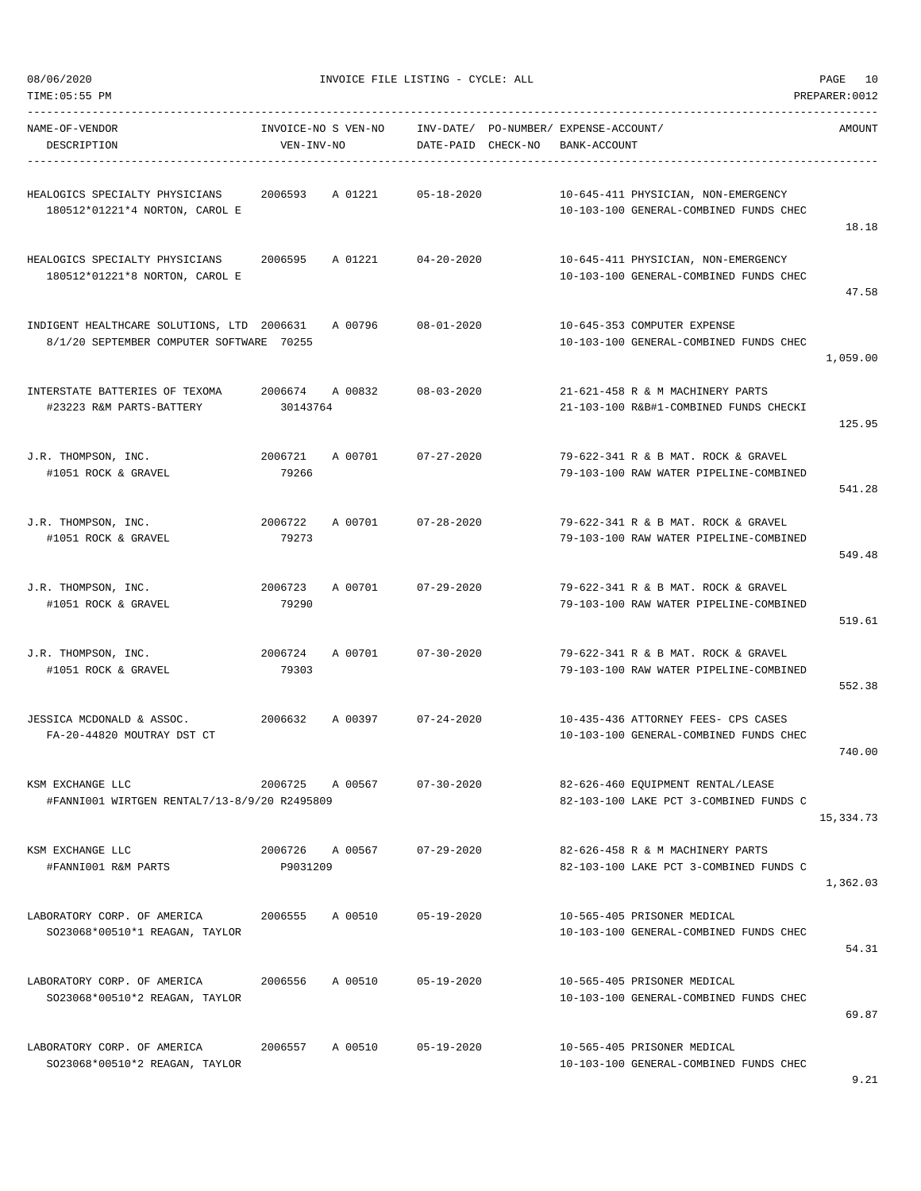08/06/2020 INVOICE FILE LISTING - CYCLE: ALL

TIME:05:55 PM PREPARER:0012

| NAME-OF-VENDOR / DESCRIPTION | INVOICE-NO / VEN-INV-NO | S VEN-NO | INV-DATE/ DATE-PAID | PO-NUMBER/ CHECK-NO | EXPENSE-ACCOUNT/ BANK-ACCOUNT | AMOUNT |
|---|---|---|---|---|---|---|
| HEALOGICS SPECIALTY PHYSICIANS<br>180512*01221*4 NORTON, CAROL E | 2006593 | A 01221 | 05-18-2020 | | 10-645-411 PHYSICIAN, NON-EMERGENCY<br>10-103-100 GENERAL-COMBINED FUNDS CHEC | 18.18 |
| HEALOGICS SPECIALTY PHYSICIANS<br>180512*01221*8 NORTON, CAROL E | 2006595 | A 01221 | 04-20-2020 | | 10-645-411 PHYSICIAN, NON-EMERGENCY<br>10-103-100 GENERAL-COMBINED FUNDS CHEC | 47.58 |
| INDIGENT HEALTHCARE SOLUTIONS, LTD<br>8/1/20 SEPTEMBER COMPUTER SOFTWARE | 2006631<br>70255 | A 00796 | 08-01-2020 | | 10-645-353 COMPUTER EXPENSE<br>10-103-100 GENERAL-COMBINED FUNDS CHEC | 1,059.00 |
| INTERSTATE BATTERIES OF TEXOMA<br>#23223 R&M PARTS-BATTERY | 2006674<br>30143764 | A 00832 | 08-03-2020 | | 21-621-458 R & M MACHINERY PARTS<br>21-103-100 R&B#1-COMBINED FUNDS CHECKI | 125.95 |
| J.R. THOMPSON, INC.<br>#1051 ROCK & GRAVEL | 2006721<br>79266 | A 00701 | 07-27-2020 | | 79-622-341 R & B MAT. ROCK & GRAVEL<br>79-103-100 RAW WATER PIPELINE-COMBINED | 541.28 |
| J.R. THOMPSON, INC.<br>#1051 ROCK & GRAVEL | 2006722<br>79273 | A 00701 | 07-28-2020 | | 79-622-341 R & B MAT. ROCK & GRAVEL<br>79-103-100 RAW WATER PIPELINE-COMBINED | 549.48 |
| J.R. THOMPSON, INC.<br>#1051 ROCK & GRAVEL | 2006723<br>79290 | A 00701 | 07-29-2020 | | 79-622-341 R & B MAT. ROCK & GRAVEL<br>79-103-100 RAW WATER PIPELINE-COMBINED | 519.61 |
| J.R. THOMPSON, INC.<br>#1051 ROCK & GRAVEL | 2006724<br>79303 | A 00701 | 07-30-2020 | | 79-622-341 R & B MAT. ROCK & GRAVEL<br>79-103-100 RAW WATER PIPELINE-COMBINED | 552.38 |
| JESSICA MCDONALD & ASSOC.<br>FA-20-44820 MOUTRAY DST CT | 2006632 | A 00397 | 07-24-2020 | | 10-435-436 ATTORNEY FEES- CPS CASES<br>10-103-100 GENERAL-COMBINED FUNDS CHEC | 740.00 |
| KSM EXCHANGE LLC<br>#FANNI001 WIRTGEN RENTAL7/13-8/9/20 R2495809 | 2006725 | A 00567 | 07-30-2020 | | 82-626-460 EQUIPMENT RENTAL/LEASE<br>82-103-100 LAKE PCT 3-COMBINED FUNDS C | 15,334.73 |
| KSM EXCHANGE LLC<br>#FANNI001 R&M PARTS | 2006726<br>P9031209 | A 00567 | 07-29-2020 | | 82-626-458 R & M MACHINERY PARTS<br>82-103-100 LAKE PCT 3-COMBINED FUNDS C | 1,362.03 |
| LABORATORY CORP. OF AMERICA<br>SO23068*00510*1 REAGAN, TAYLOR | 2006555 | A 00510 | 05-19-2020 | | 10-565-405 PRISONER MEDICAL<br>10-103-100 GENERAL-COMBINED FUNDS CHEC | 54.31 |
| LABORATORY CORP. OF AMERICA<br>SO23068*00510*2 REAGAN, TAYLOR | 2006556 | A 00510 | 05-19-2020 | | 10-565-405 PRISONER MEDICAL<br>10-103-100 GENERAL-COMBINED FUNDS CHEC | 69.87 |
| LABORATORY CORP. OF AMERICA<br>SO23068*00510*2 REAGAN, TAYLOR | 2006557 | A 00510 | 05-19-2020 | | 10-565-405 PRISONER MEDICAL<br>10-103-100 GENERAL-COMBINED FUNDS CHEC | 9.21 |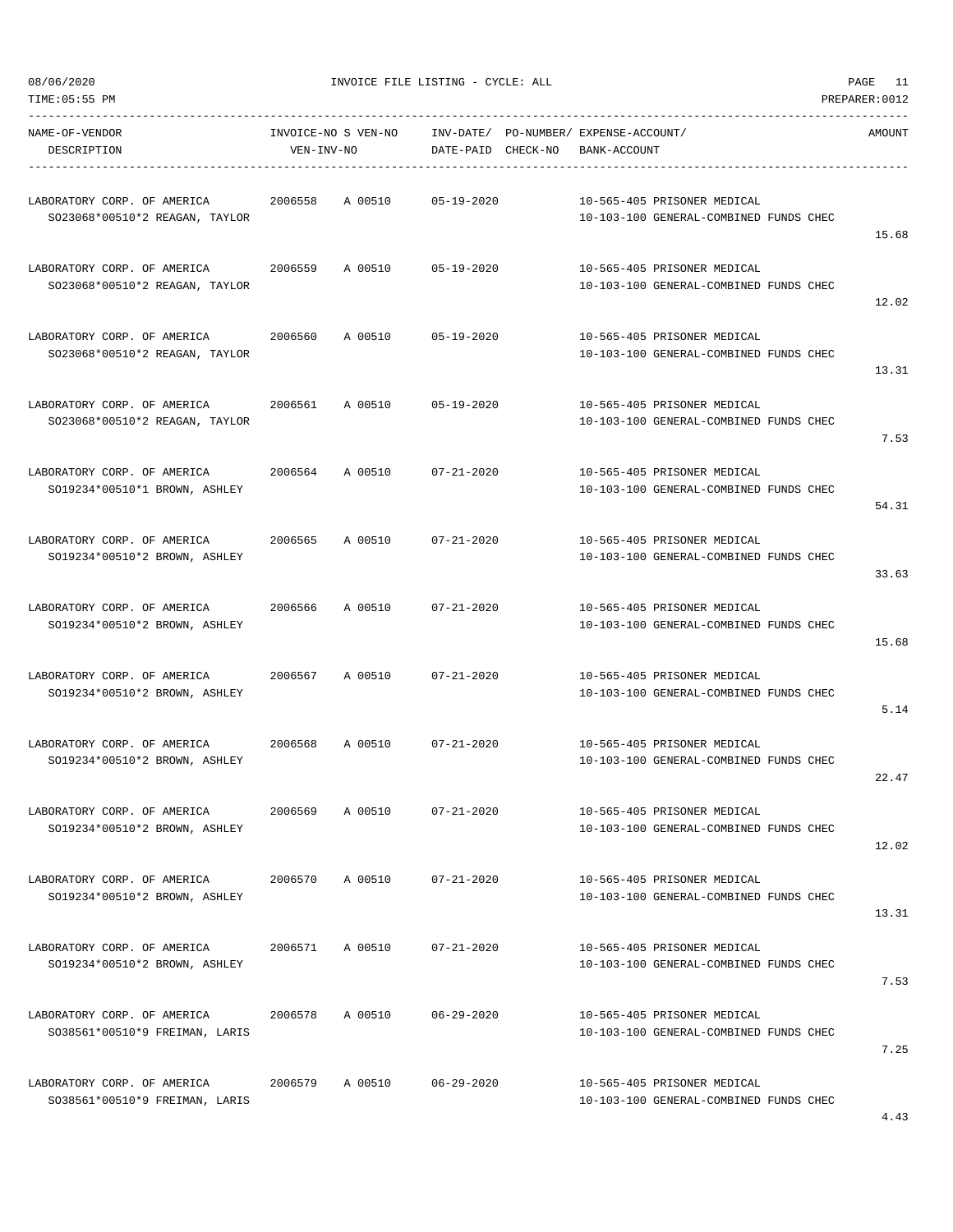| NAME-OF-VENDOR DESCRIPTION | INVOICE-NO S VEN-NO VEN-INV-NO | INV-DATE/ DATE-PAID | PO-NUMBER/ CHECK-NO | EXPENSE-ACCOUNT/ BANK-ACCOUNT | AMOUNT |
|---|---|---|---|---|---|
| LABORATORY CORP. OF AMERICA SO23068*00510*2 REAGAN, TAYLOR | 2006558 A 00510 | 05-19-2020 | | 10-565-405 PRISONER MEDICAL 10-103-100 GENERAL-COMBINED FUNDS CHEC | 15.68 |
| LABORATORY CORP. OF AMERICA SO23068*00510*2 REAGAN, TAYLOR | 2006559 A 00510 | 05-19-2020 | | 10-565-405 PRISONER MEDICAL 10-103-100 GENERAL-COMBINED FUNDS CHEC | 12.02 |
| LABORATORY CORP. OF AMERICA SO23068*00510*2 REAGAN, TAYLOR | 2006560 A 00510 | 05-19-2020 | | 10-565-405 PRISONER MEDICAL 10-103-100 GENERAL-COMBINED FUNDS CHEC | 13.31 |
| LABORATORY CORP. OF AMERICA SO23068*00510*2 REAGAN, TAYLOR | 2006561 A 00510 | 05-19-2020 | | 10-565-405 PRISONER MEDICAL 10-103-100 GENERAL-COMBINED FUNDS CHEC | 7.53 |
| LABORATORY CORP. OF AMERICA SO19234*00510*1 BROWN, ASHLEY | 2006564 A 00510 | 07-21-2020 | | 10-565-405 PRISONER MEDICAL 10-103-100 GENERAL-COMBINED FUNDS CHEC | 54.31 |
| LABORATORY CORP. OF AMERICA SO19234*00510*2 BROWN, ASHLEY | 2006565 A 00510 | 07-21-2020 | | 10-565-405 PRISONER MEDICAL 10-103-100 GENERAL-COMBINED FUNDS CHEC | 33.63 |
| LABORATORY CORP. OF AMERICA SO19234*00510*2 BROWN, ASHLEY | 2006566 A 00510 | 07-21-2020 | | 10-565-405 PRISONER MEDICAL 10-103-100 GENERAL-COMBINED FUNDS CHEC | 15.68 |
| LABORATORY CORP. OF AMERICA SO19234*00510*2 BROWN, ASHLEY | 2006567 A 00510 | 07-21-2020 | | 10-565-405 PRISONER MEDICAL 10-103-100 GENERAL-COMBINED FUNDS CHEC | 5.14 |
| LABORATORY CORP. OF AMERICA SO19234*00510*2 BROWN, ASHLEY | 2006568 A 00510 | 07-21-2020 | | 10-565-405 PRISONER MEDICAL 10-103-100 GENERAL-COMBINED FUNDS CHEC | 22.47 |
| LABORATORY CORP. OF AMERICA SO19234*00510*2 BROWN, ASHLEY | 2006569 A 00510 | 07-21-2020 | | 10-565-405 PRISONER MEDICAL 10-103-100 GENERAL-COMBINED FUNDS CHEC | 12.02 |
| LABORATORY CORP. OF AMERICA SO19234*00510*2 BROWN, ASHLEY | 2006570 A 00510 | 07-21-2020 | | 10-565-405 PRISONER MEDICAL 10-103-100 GENERAL-COMBINED FUNDS CHEC | 13.31 |
| LABORATORY CORP. OF AMERICA SO19234*00510*2 BROWN, ASHLEY | 2006571 A 00510 | 07-21-2020 | | 10-565-405 PRISONER MEDICAL 10-103-100 GENERAL-COMBINED FUNDS CHEC | 7.53 |
| LABORATORY CORP. OF AMERICA SO38561*00510*9 FREIMAN, LARIS | 2006578 A 00510 | 06-29-2020 | | 10-565-405 PRISONER MEDICAL 10-103-100 GENERAL-COMBINED FUNDS CHEC | 7.25 |
| LABORATORY CORP. OF AMERICA SO38561*00510*9 FREIMAN, LARIS | 2006579 A 00510 | 06-29-2020 | | 10-565-405 PRISONER MEDICAL 10-103-100 GENERAL-COMBINED FUNDS CHEC | 4.43 |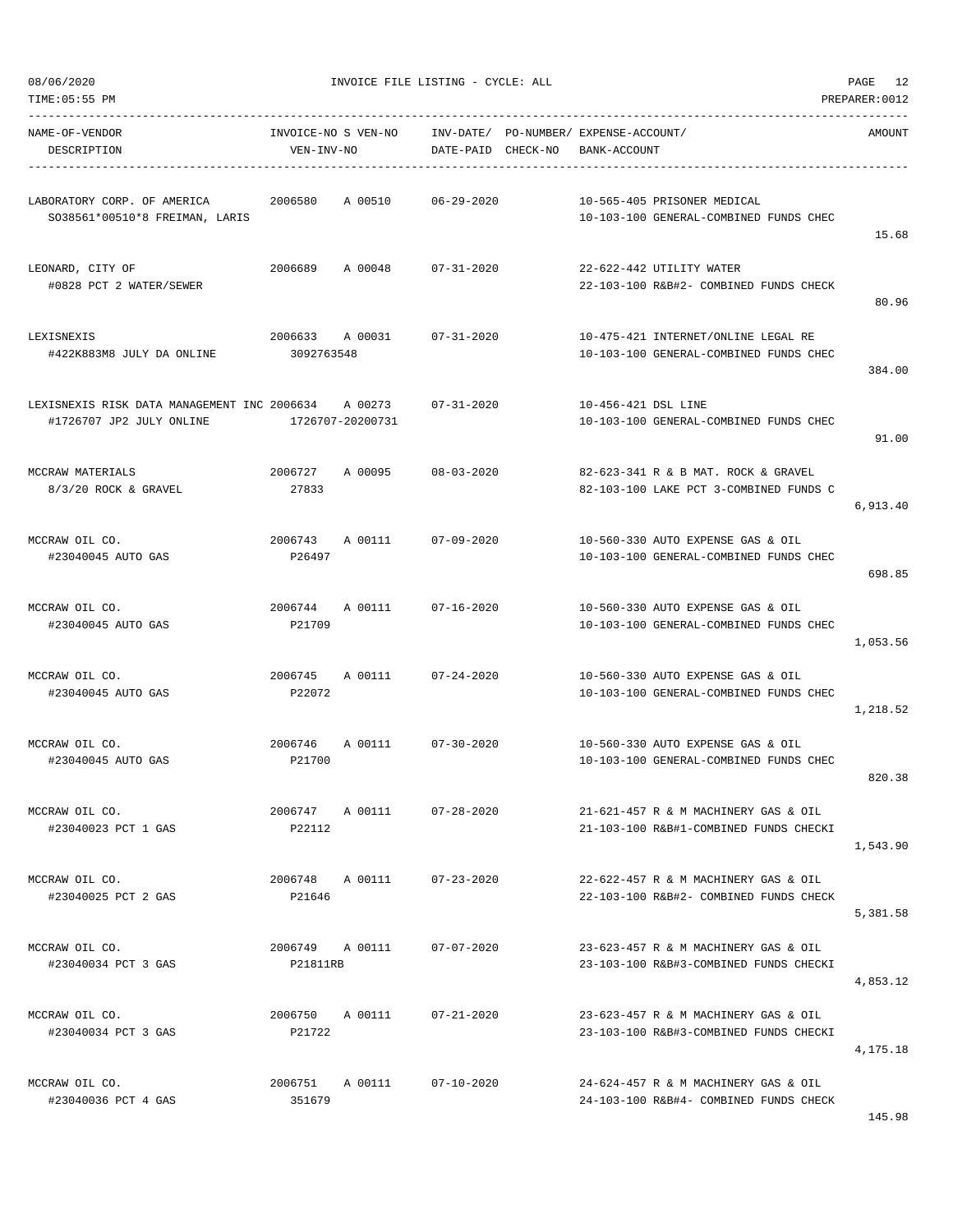08/06/2020 INVOICE FILE LISTING - CYCLE: ALL

TIME:05:55 PM PREPARER:0012

| NAME-OF-VENDOR / DESCRIPTION | INVOICE-NO S VEN-NO / VEN-INV-NO | INV-DATE/ DATE-PAID | PO-NUMBER/ CHECK-NO | EXPENSE-ACCOUNT/ BANK-ACCOUNT | AMOUNT |
|---|---|---|---|---|---|
| LABORATORY CORP. OF AMERICA<br>SO38561*00510*8 FREIMAN, LARIS | 2006580 A 00510 | 06-29-2020 | | 10-565-405 PRISONER MEDICAL<br>10-103-100 GENERAL-COMBINED FUNDS CHEC | 15.68 |
| LEONARD, CITY OF<br>#0828 PCT 2 WATER/SEWER | 2006689 A 00048 | 07-31-2020 | | 22-622-442 UTILITY WATER<br>22-103-100 R&B#2- COMBINED FUNDS CHECK | 80.96 |
| LEXISNEXIS<br>#422K883M8 JULY DA ONLINE | 2006633 A 00031<br>3092763548 | 07-31-2020 | | 10-475-421 INTERNET/ONLINE LEGAL RE<br>10-103-100 GENERAL-COMBINED FUNDS CHEC | 384.00 |
| LEXISNEXIS RISK DATA MANAGEMENT INC<br>#1726707 JP2 JULY ONLINE | 2006634 A 00273<br>1726707-20200731 | 07-31-2020 | | 10-456-421 DSL LINE<br>10-103-100 GENERAL-COMBINED FUNDS CHEC | 91.00 |
| MCCRAW MATERIALS<br>8/3/20 ROCK & GRAVEL | 2006727 A 00095<br>27833 | 08-03-2020 | | 82-623-341 R & B MAT. ROCK & GRAVEL<br>82-103-100 LAKE PCT 3-COMBINED FUNDS C | 6,913.40 |
| MCCRAW OIL CO.<br>#23040045 AUTO GAS | 2006743 A 00111<br>P26497 | 07-09-2020 | | 10-560-330 AUTO EXPENSE GAS & OIL<br>10-103-100 GENERAL-COMBINED FUNDS CHEC | 698.85 |
| MCCRAW OIL CO.<br>#23040045 AUTO GAS | 2006744 A 00111<br>P21709 | 07-16-2020 | | 10-560-330 AUTO EXPENSE GAS & OIL<br>10-103-100 GENERAL-COMBINED FUNDS CHEC | 1,053.56 |
| MCCRAW OIL CO.<br>#23040045 AUTO GAS | 2006745 A 00111<br>P22072 | 07-24-2020 | | 10-560-330 AUTO EXPENSE GAS & OIL<br>10-103-100 GENERAL-COMBINED FUNDS CHEC | 1,218.52 |
| MCCRAW OIL CO.<br>#23040045 AUTO GAS | 2006746 A 00111<br>P21700 | 07-30-2020 | | 10-560-330 AUTO EXPENSE GAS & OIL<br>10-103-100 GENERAL-COMBINED FUNDS CHEC | 820.38 |
| MCCRAW OIL CO.<br>#23040023 PCT 1 GAS | 2006747 A 00111<br>P22112 | 07-28-2020 | | 21-621-457 R & M MACHINERY GAS & OIL<br>21-103-100 R&B#1-COMBINED FUNDS CHECKI | 1,543.90 |
| MCCRAW OIL CO.<br>#23040025 PCT 2 GAS | 2006748 A 00111<br>P21646 | 07-23-2020 | | 22-622-457 R & M MACHINERY GAS & OIL<br>22-103-100 R&B#2- COMBINED FUNDS CHECK | 5,381.58 |
| MCCRAW OIL CO.<br>#23040034 PCT 3 GAS | 2006749 A 00111<br>P21811RB | 07-07-2020 | | 23-623-457 R & M MACHINERY GAS & OIL<br>23-103-100 R&B#3-COMBINED FUNDS CHECKI | 4,853.12 |
| MCCRAW OIL CO.<br>#23040034 PCT 3 GAS | 2006750 A 00111<br>P21722 | 07-21-2020 | | 23-623-457 R & M MACHINERY GAS & OIL<br>23-103-100 R&B#3-COMBINED FUNDS CHECKI | 4,175.18 |
| MCCRAW OIL CO.<br>#23040036 PCT 4 GAS | 2006751 A 00111<br>351679 | 07-10-2020 | | 24-624-457 R & M MACHINERY GAS & OIL<br>24-103-100 R&B#4- COMBINED FUNDS CHECK | 145.98 |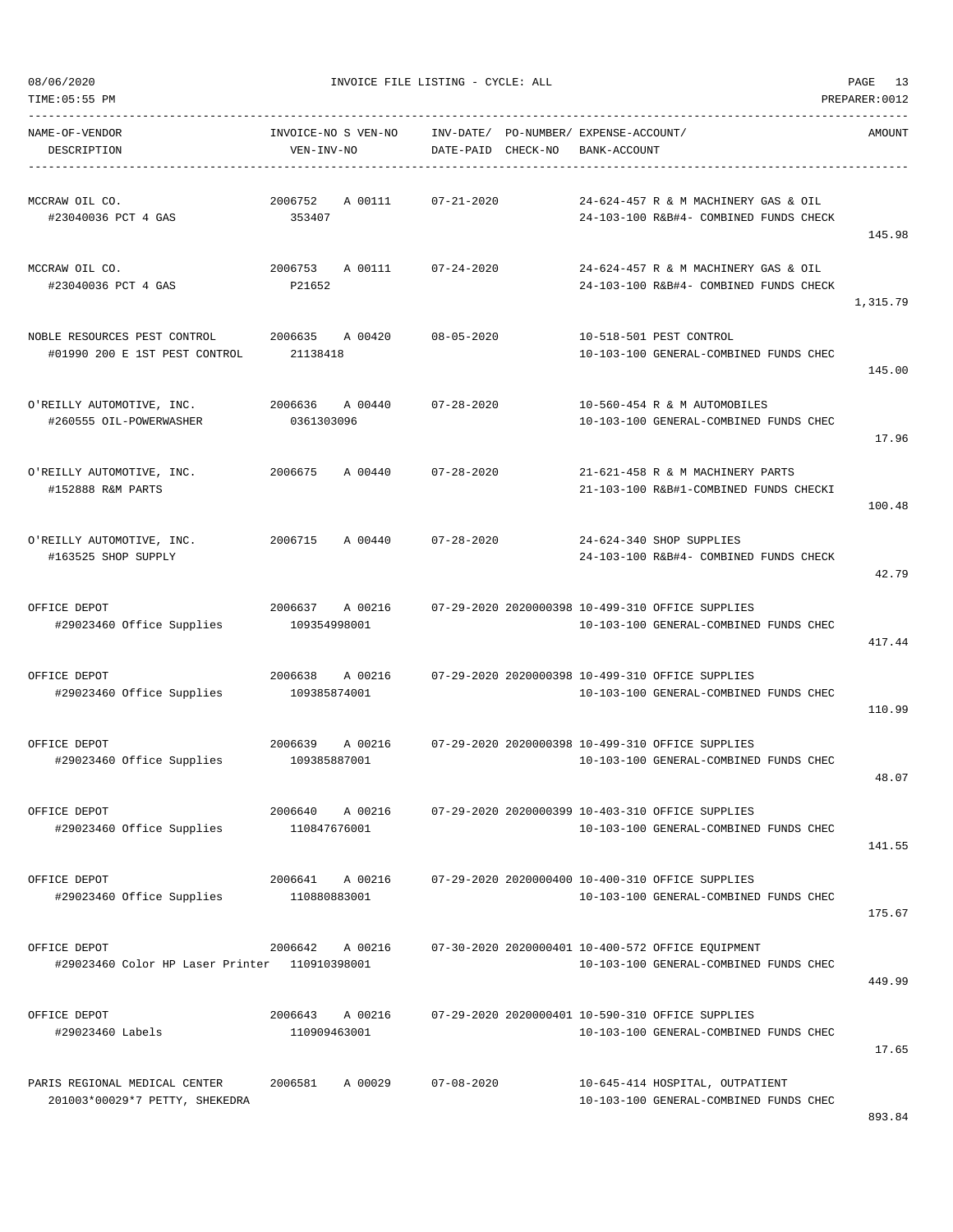INVOICE FILE LISTING - CYCLE: ALL

| NAME-OF-VENDOR / DESCRIPTION | INVOICE-NO S VEN-NO / VEN-INV-NO | INV-DATE/ DATE-PAID | PO-NUMBER/ CHECK-NO | EXPENSE-ACCOUNT/ BANK-ACCOUNT | AMOUNT |
|---|---|---|---|---|---|
| MCCRAW OIL CO. / #23040036 PCT 4 GAS | 2006752 A 00111 / 353407 | 07-21-2020 | | 24-624-457 R & M MACHINERY GAS & OIL / 24-103-100 R&B#4- COMBINED FUNDS CHECK | 145.98 |
| MCCRAW OIL CO. / #23040036 PCT 4 GAS | 2006753 A 00111 / P21652 | 07-24-2020 | | 24-624-457 R & M MACHINERY GAS & OIL / 24-103-100 R&B#4- COMBINED FUNDS CHECK | 1,315.79 |
| NOBLE RESOURCES PEST CONTROL / #01990 200 E 1ST PEST CONTROL | 2006635 A 00420 / 21138418 | 08-05-2020 | | 10-518-501 PEST CONTROL / 10-103-100 GENERAL-COMBINED FUNDS CHEC | 145.00 |
| O'REILLY AUTOMOTIVE, INC. / #260555 OIL-POWERWASHER | 2006636 A 00440 / 0361303096 | 07-28-2020 | | 10-560-454 R & M AUTOMOBILES / 10-103-100 GENERAL-COMBINED FUNDS CHEC | 17.96 |
| O'REILLY AUTOMOTIVE, INC. / #152888 R&M PARTS | 2006675 A 00440 | 07-28-2020 | | 21-621-458 R & M MACHINERY PARTS / 21-103-100 R&B#1-COMBINED FUNDS CHECKI | 100.48 |
| O'REILLY AUTOMOTIVE, INC. / #163525 SHOP SUPPLY | 2006715 A 00440 | 07-28-2020 | | 24-624-340 SHOP SUPPLIES / 24-103-100 R&B#4- COMBINED FUNDS CHECK | 42.79 |
| OFFICE DEPOT / #29023460 Office Supplies | 2006637 A 00216 / 109354998001 | 07-29-2020 | 2020000398 | 10-499-310 OFFICE SUPPLIES / 10-103-100 GENERAL-COMBINED FUNDS CHEC | 417.44 |
| OFFICE DEPOT / #29023460 Office Supplies | 2006638 A 00216 / 109385874001 | 07-29-2020 | 2020000398 | 10-499-310 OFFICE SUPPLIES / 10-103-100 GENERAL-COMBINED FUNDS CHEC | 110.99 |
| OFFICE DEPOT / #29023460 Office Supplies | 2006639 A 00216 / 109385887001 | 07-29-2020 | 2020000398 | 10-499-310 OFFICE SUPPLIES / 10-103-100 GENERAL-COMBINED FUNDS CHEC | 48.07 |
| OFFICE DEPOT / #29023460 Office Supplies | 2006640 A 00216 / 110847676001 | 07-29-2020 | 2020000399 | 10-403-310 OFFICE SUPPLIES / 10-103-100 GENERAL-COMBINED FUNDS CHEC | 141.55 |
| OFFICE DEPOT / #29023460 Office Supplies | 2006641 A 00216 / 110880883001 | 07-29-2020 | 2020000400 | 10-400-310 OFFICE SUPPLIES / 10-103-100 GENERAL-COMBINED FUNDS CHEC | 175.67 |
| OFFICE DEPOT / #29023460 Color HP Laser Printer | 2006642 A 00216 / 110910398001 | 07-30-2020 | 2020000401 | 10-400-572 OFFICE EQUIPMENT / 10-103-100 GENERAL-COMBINED FUNDS CHEC | 449.99 |
| OFFICE DEPOT / #29023460 Labels | 2006643 A 00216 / 110909463001 | 07-29-2020 | 2020000401 | 10-590-310 OFFICE SUPPLIES / 10-103-100 GENERAL-COMBINED FUNDS CHEC | 17.65 |
| PARIS REGIONAL MEDICAL CENTER / 201003*00029*7 PETTY, SHEKEDRA | 2006581 A 00029 | 07-08-2020 | | 10-645-414 HOSPITAL, OUTPATIENT / 10-103-100 GENERAL-COMBINED FUNDS CHEC | 893.84 |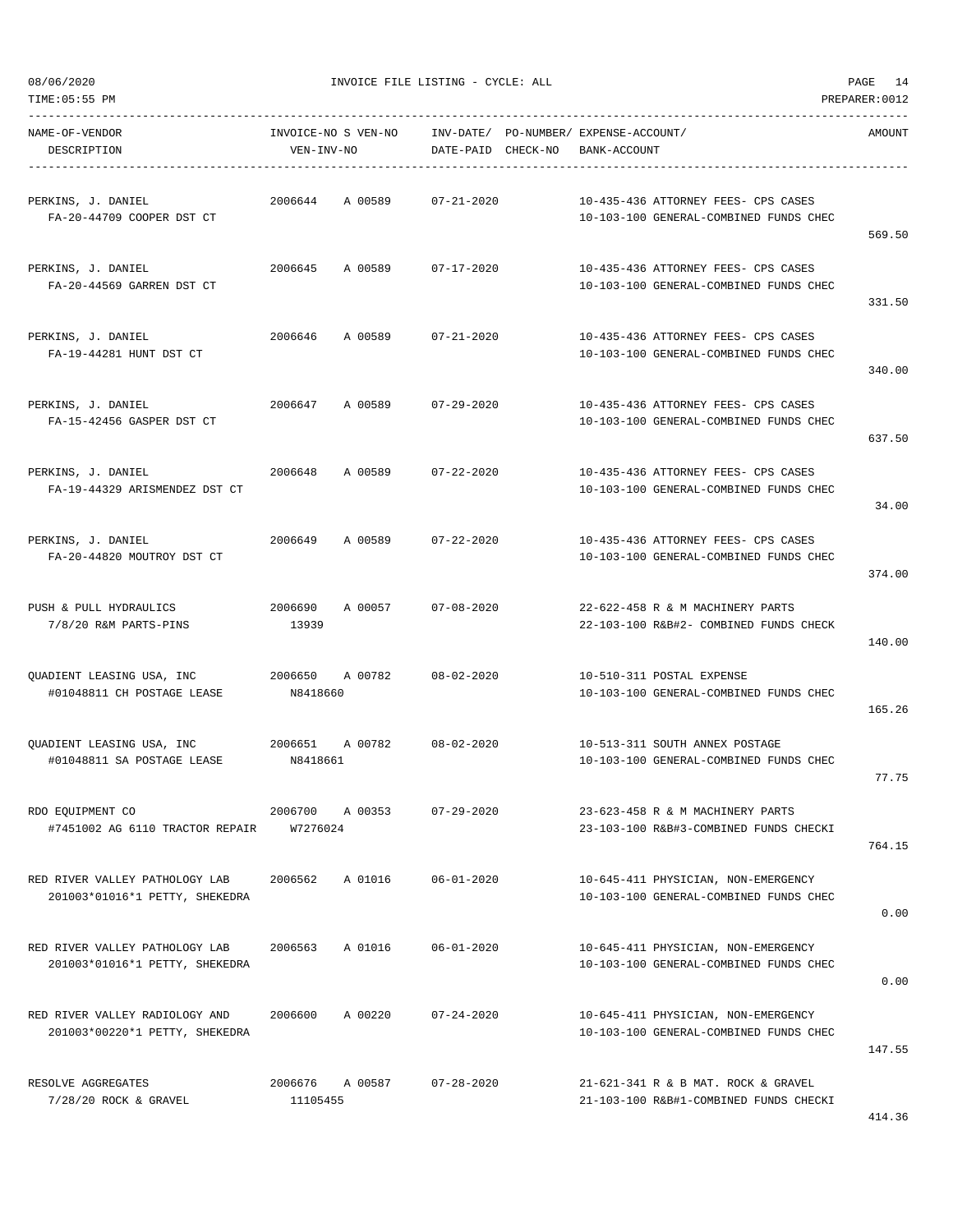08/06/2020 INVOICE FILE LISTING - CYCLE: ALL

TIME:05:55 PM PREPARER:0012

| NAME-OF-VENDOR / DESCRIPTION | INVOICE-NO S VEN-NO / VEN-INV-NO | INV-DATE/ DATE-PAID | PO-NUMBER/ CHECK-NO | EXPENSE-ACCOUNT/ BANK-ACCOUNT | AMOUNT |
|---|---|---|---|---|---|
| PERKINS, J. DANIEL<br>FA-20-44709 COOPER DST CT | 2006644 A 00589 | 07-21-2020 | | 10-435-436 ATTORNEY FEES- CPS CASES<br>10-103-100 GENERAL-COMBINED FUNDS CHEC | 569.50 |
| PERKINS, J. DANIEL<br>FA-20-44569 GARREN DST CT | 2006645 A 00589 | 07-17-2020 | | 10-435-436 ATTORNEY FEES- CPS CASES<br>10-103-100 GENERAL-COMBINED FUNDS CHEC | 331.50 |
| PERKINS, J. DANIEL<br>FA-19-44281 HUNT DST CT | 2006646 A 00589 | 07-21-2020 | | 10-435-436 ATTORNEY FEES- CPS CASES<br>10-103-100 GENERAL-COMBINED FUNDS CHEC | 340.00 |
| PERKINS, J. DANIEL<br>FA-15-42456 GASPER DST CT | 2006647 A 00589 | 07-29-2020 | | 10-435-436 ATTORNEY FEES- CPS CASES<br>10-103-100 GENERAL-COMBINED FUNDS CHEC | 637.50 |
| PERKINS, J. DANIEL<br>FA-19-44329 ARISMENDEZ DST CT | 2006648 A 00589 | 07-22-2020 | | 10-435-436 ATTORNEY FEES- CPS CASES<br>10-103-100 GENERAL-COMBINED FUNDS CHEC | 34.00 |
| PERKINS, J. DANIEL<br>FA-20-44820 MOUTROY DST CT | 2006649 A 00589 | 07-22-2020 | | 10-435-436 ATTORNEY FEES- CPS CASES<br>10-103-100 GENERAL-COMBINED FUNDS CHEC | 374.00 |
| PUSH & PULL HYDRAULICS<br>7/8/20 R&M PARTS-PINS | 2006690 A 00057<br>13939 | 07-08-2020 | | 22-622-458 R & M MACHINERY PARTS<br>22-103-100 R&B#2- COMBINED FUNDS CHECK | 140.00 |
| QUADIENT LEASING USA, INC<br>#01048811 CH POSTAGE LEASE | 2006650 A 00782<br>N8418660 | 08-02-2020 | | 10-510-311 POSTAL EXPENSE<br>10-103-100 GENERAL-COMBINED FUNDS CHEC | 165.26 |
| QUADIENT LEASING USA, INC<br>#01048811 SA POSTAGE LEASE | 2006651 A 00782<br>N8418661 | 08-02-2020 | | 10-513-311 SOUTH ANNEX POSTAGE<br>10-103-100 GENERAL-COMBINED FUNDS CHEC | 77.75 |
| RDO EQUIPMENT CO<br>#7451002 AG 6110 TRACTOR REPAIR | 2006700 A 00353<br>W7276024 | 07-29-2020 | | 23-623-458 R & M MACHINERY PARTS<br>23-103-100 R&B#3-COMBINED FUNDS CHECKI | 764.15 |
| RED RIVER VALLEY PATHOLOGY LAB<br>201003*01016*1 PETTY, SHEKEDRA | 2006562 A 01016 | 06-01-2020 | | 10-645-411 PHYSICIAN, NON-EMERGENCY<br>10-103-100 GENERAL-COMBINED FUNDS CHEC | 0.00 |
| RED RIVER VALLEY PATHOLOGY LAB<br>201003*01016*1 PETTY, SHEKEDRA | 2006563 A 01016 | 06-01-2020 | | 10-645-411 PHYSICIAN, NON-EMERGENCY<br>10-103-100 GENERAL-COMBINED FUNDS CHEC | 0.00 |
| RED RIVER VALLEY RADIOLOGY AND<br>201003*00220*1 PETTY, SHEKEDRA | 2006600 A 00220 | 07-24-2020 | | 10-645-411 PHYSICIAN, NON-EMERGENCY<br>10-103-100 GENERAL-COMBINED FUNDS CHEC | 147.55 |
| RESOLVE AGGREGATES<br>7/28/20 ROCK & GRAVEL | 2006676 A 00587<br>11105455 | 07-28-2020 | | 21-621-341 R & B MAT. ROCK & GRAVEL<br>21-103-100 R&B#1-COMBINED FUNDS CHECKI | 414.36 |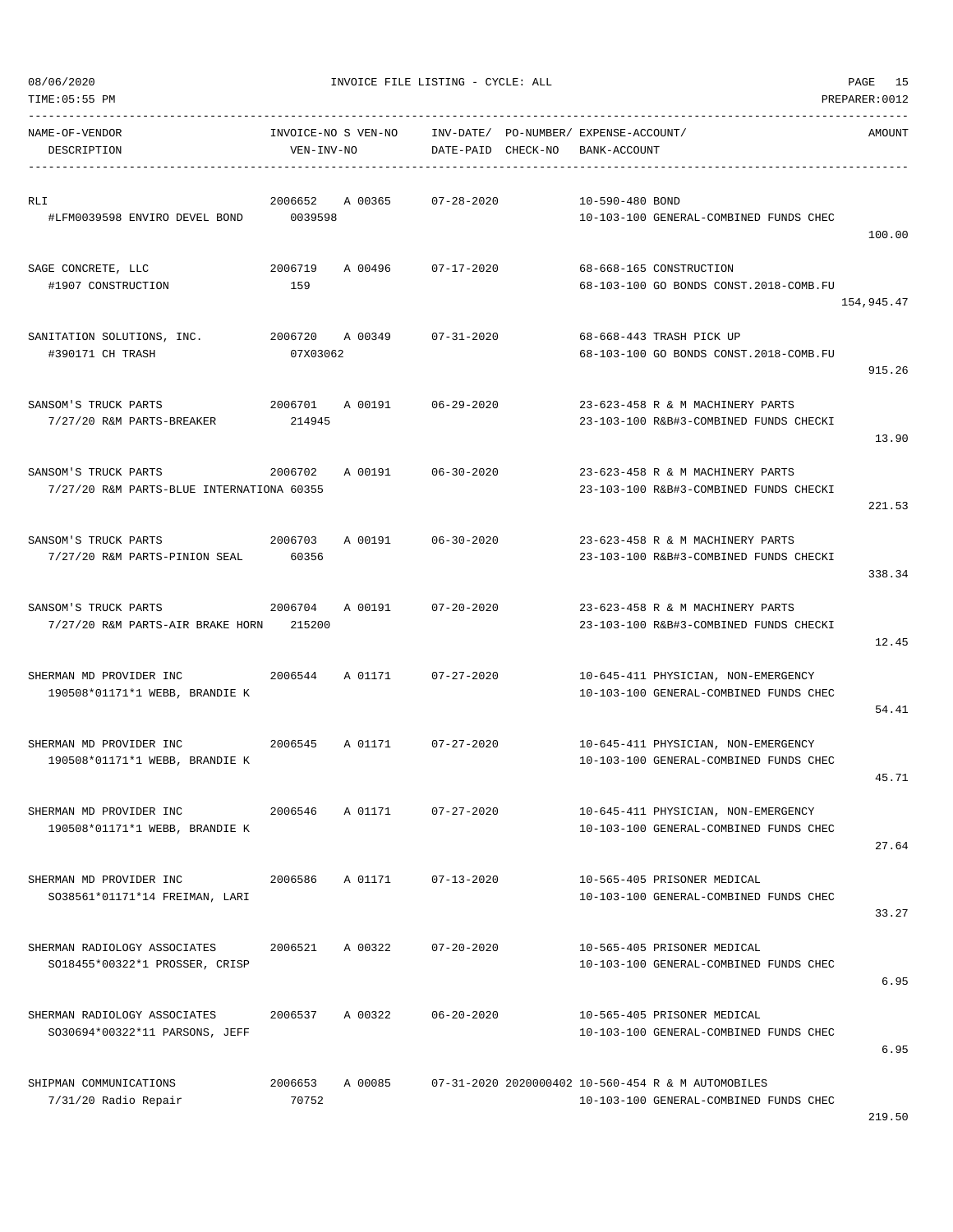08/06/2020 INVOICE FILE LISTING - CYCLE: ALL

TIME:05:55 PM PREPARER:0012

| NAME-OF-VENDOR / DESCRIPTION | INVOICE-NO S VEN-NO / VEN-INV-NO | INV-DATE/ DATE-PAID | PO-NUMBER/ CHECK-NO | EXPENSE-ACCOUNT/ BANK-ACCOUNT | AMOUNT |
|---|---|---|---|---|---|
| RLI<br>#LFM0039598 ENVIRO DEVEL BOND | 2006652 A 00365<br>0039598 | 07-28-2020 | | 10-590-480 BOND<br>10-103-100 GENERAL-COMBINED FUNDS CHEC | 100.00 |
| SAGE CONCRETE, LLC<br>#1907 CONSTRUCTION | 2006719 A 00496<br>159 | 07-17-2020 | | 68-668-165 CONSTRUCTION<br>68-103-100 GO BONDS CONST.2018-COMB.FU | 154,945.47 |
| SANITATION SOLUTIONS, INC.<br>#390171 CH TRASH | 2006720 A 00349<br>07X03062 | 07-31-2020 | | 68-668-443 TRASH PICK UP<br>68-103-100 GO BONDS CONST.2018-COMB.FU | 915.26 |
| SANSOM'S TRUCK PARTS<br>7/27/20 R&M PARTS-BREAKER | 2006701 A 00191<br>214945 | 06-29-2020 | | 23-623-458 R & M MACHINERY PARTS<br>23-103-100 R&B#3-COMBINED FUNDS CHECKI | 13.90 |
| SANSOM'S TRUCK PARTS<br>7/27/20 R&M PARTS-BLUE INTERNATIONA 60355 | 2006702 A 00191 | 06-30-2020 | | 23-623-458 R & M MACHINERY PARTS<br>23-103-100 R&B#3-COMBINED FUNDS CHECKI | 221.53 |
| SANSOM'S TRUCK PARTS<br>7/27/20 R&M PARTS-PINION SEAL | 2006703 A 00191<br>60356 | 06-30-2020 | | 23-623-458 R & M MACHINERY PARTS<br>23-103-100 R&B#3-COMBINED FUNDS CHECKI | 338.34 |
| SANSOM'S TRUCK PARTS<br>7/27/20 R&M PARTS-AIR BRAKE HORN | 2006704 A 00191<br>215200 | 07-20-2020 | | 23-623-458 R & M MACHINERY PARTS<br>23-103-100 R&B#3-COMBINED FUNDS CHECKI | 12.45 |
| SHERMAN MD PROVIDER INC<br>190508*01171*1 WEBB, BRANDIE K | 2006544 A 01171 | 07-27-2020 | | 10-645-411 PHYSICIAN, NON-EMERGENCY<br>10-103-100 GENERAL-COMBINED FUNDS CHEC | 54.41 |
| SHERMAN MD PROVIDER INC<br>190508*01171*1 WEBB, BRANDIE K | 2006545 A 01171 | 07-27-2020 | | 10-645-411 PHYSICIAN, NON-EMERGENCY<br>10-103-100 GENERAL-COMBINED FUNDS CHEC | 45.71 |
| SHERMAN MD PROVIDER INC<br>190508*01171*1 WEBB, BRANDIE K | 2006546 A 01171 | 07-27-2020 | | 10-645-411 PHYSICIAN, NON-EMERGENCY<br>10-103-100 GENERAL-COMBINED FUNDS CHEC | 27.64 |
| SHERMAN MD PROVIDER INC<br>SO38561*01171*14 FREIMAN, LARI | 2006586 A 01171 | 07-13-2020 | | 10-565-405 PRISONER MEDICAL<br>10-103-100 GENERAL-COMBINED FUNDS CHEC | 33.27 |
| SHERMAN RADIOLOGY ASSOCIATES<br>SO18455*00322*1 PROSSER, CRISP | 2006521 A 00322 | 07-20-2020 | | 10-565-405 PRISONER MEDICAL<br>10-103-100 GENERAL-COMBINED FUNDS CHEC | 6.95 |
| SHERMAN RADIOLOGY ASSOCIATES<br>SO30694*00322*11 PARSONS, JEFF | 2006537 A 00322 | 06-20-2020 | | 10-565-405 PRISONER MEDICAL<br>10-103-100 GENERAL-COMBINED FUNDS CHEC | 6.95 |
| SHIPMAN COMMUNICATIONS<br>7/31/20 Radio Repair | 2006653 A 00085<br>70752 | 07-31-2020 | 2020000402 | 10-560-454 R & M AUTOMOBILES<br>10-103-100 GENERAL-COMBINED FUNDS CHEC | 219.50 |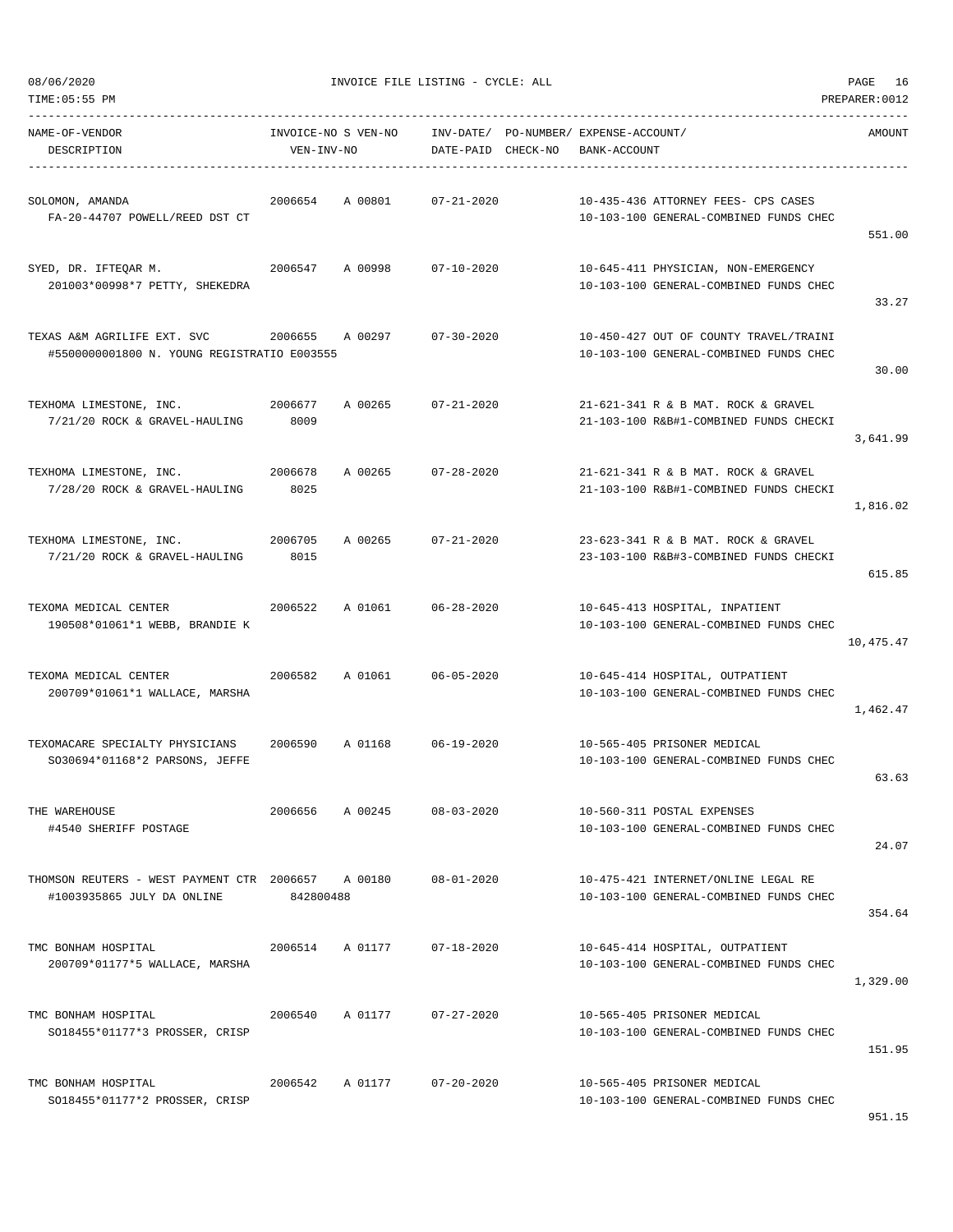08/06/2020 INVOICE FILE LISTING - CYCLE: ALL

TIME:05:55 PM PREPARER:0012

| NAME-OF-VENDOR<br>DESCRIPTION | INVOICE-NO S VEN-NO<br>VEN-INV-NO | INV-DATE/ PO-NUMBER/<br>DATE-PAID CHECK-NO | EXPENSE-ACCOUNT/<br>BANK-ACCOUNT | AMOUNT |
|---|---|---|---|---|
| SOLOMON, AMANDA<br>FA-20-44707 POWELL/REED DST CT | 2006654 A 00801 | 07-21-2020 | 10-435-436 ATTORNEY FEES- CPS CASES<br>10-103-100 GENERAL-COMBINED FUNDS CHEC | 551.00 |
| SYED, DR. IFTEQAR M.<br>201003*00998*7 PETTY, SHEKEDRA | 2006547 A 00998 | 07-10-2020 | 10-645-411 PHYSICIAN, NON-EMERGENCY<br>10-103-100 GENERAL-COMBINED FUNDS CHEC | 33.27 |
| TEXAS A&M AGRILIFE EXT. SVC<br>#5500000001800 N. YOUNG REGISTRATIO E003555 | 2006655 A 00297 | 07-30-2020 | 10-450-427 OUT OF COUNTY TRAVEL/TRAINI<br>10-103-100 GENERAL-COMBINED FUNDS CHEC | 30.00 |
| TEXHOMA LIMESTONE, INC.<br>7/21/20 ROCK & GRAVEL-HAULING | 2006677 A 00265<br>8009 | 07-21-2020 | 21-621-341 R & B MAT. ROCK & GRAVEL<br>21-103-100 R&B#1-COMBINED FUNDS CHECKI | 3,641.99 |
| TEXHOMA LIMESTONE, INC.<br>7/28/20 ROCK & GRAVEL-HAULING | 2006678 A 00265<br>8025 | 07-28-2020 | 21-621-341 R & B MAT. ROCK & GRAVEL<br>21-103-100 R&B#1-COMBINED FUNDS CHECKI | 1,816.02 |
| TEXHOMA LIMESTONE, INC.<br>7/21/20 ROCK & GRAVEL-HAULING | 2006705 A 00265<br>8015 | 07-21-2020 | 23-623-341 R & B MAT. ROCK & GRAVEL<br>23-103-100 R&B#3-COMBINED FUNDS CHECKI | 615.85 |
| TEXOMA MEDICAL CENTER<br>190508*01061*1 WEBB, BRANDIE K | 2006522 A 01061 | 06-28-2020 | 10-645-413 HOSPITAL, INPATIENT<br>10-103-100 GENERAL-COMBINED FUNDS CHEC | 10,475.47 |
| TEXOMA MEDICAL CENTER<br>200709*01061*1 WALLACE, MARSHA | 2006582 A 01061 | 06-05-2020 | 10-645-414 HOSPITAL, OUTPATIENT<br>10-103-100 GENERAL-COMBINED FUNDS CHEC | 1,462.47 |
| TEXOMACARE SPECIALTY PHYSICIANS<br>SO30694*01168*2 PARSONS, JEFFE | 2006590 A 01168 | 06-19-2020 | 10-565-405 PRISONER MEDICAL<br>10-103-100 GENERAL-COMBINED FUNDS CHEC | 63.63 |
| THE WAREHOUSE<br>#4540 SHERIFF POSTAGE | 2006656 A 00245 | 08-03-2020 | 10-560-311 POSTAL EXPENSES<br>10-103-100 GENERAL-COMBINED FUNDS CHEC | 24.07 |
| THOMSON REUTERS - WEST PAYMENT CTR<br>#1003935865 JULY DA ONLINE | 2006657 A 00180<br>842800488 | 08-01-2020 | 10-475-421 INTERNET/ONLINE LEGAL RE<br>10-103-100 GENERAL-COMBINED FUNDS CHEC | 354.64 |
| TMC BONHAM HOSPITAL<br>200709*01177*5 WALLACE, MARSHA | 2006514 A 01177 | 07-18-2020 | 10-645-414 HOSPITAL, OUTPATIENT<br>10-103-100 GENERAL-COMBINED FUNDS CHEC | 1,329.00 |
| TMC BONHAM HOSPITAL<br>SO18455*01177*3 PROSSER, CRISP | 2006540 A 01177 | 07-27-2020 | 10-565-405 PRISONER MEDICAL<br>10-103-100 GENERAL-COMBINED FUNDS CHEC | 151.95 |
| TMC BONHAM HOSPITAL<br>SO18455*01177*2 PROSSER, CRISP | 2006542 A 01177 | 07-20-2020 | 10-565-405 PRISONER MEDICAL<br>10-103-100 GENERAL-COMBINED FUNDS CHEC | 951.15 |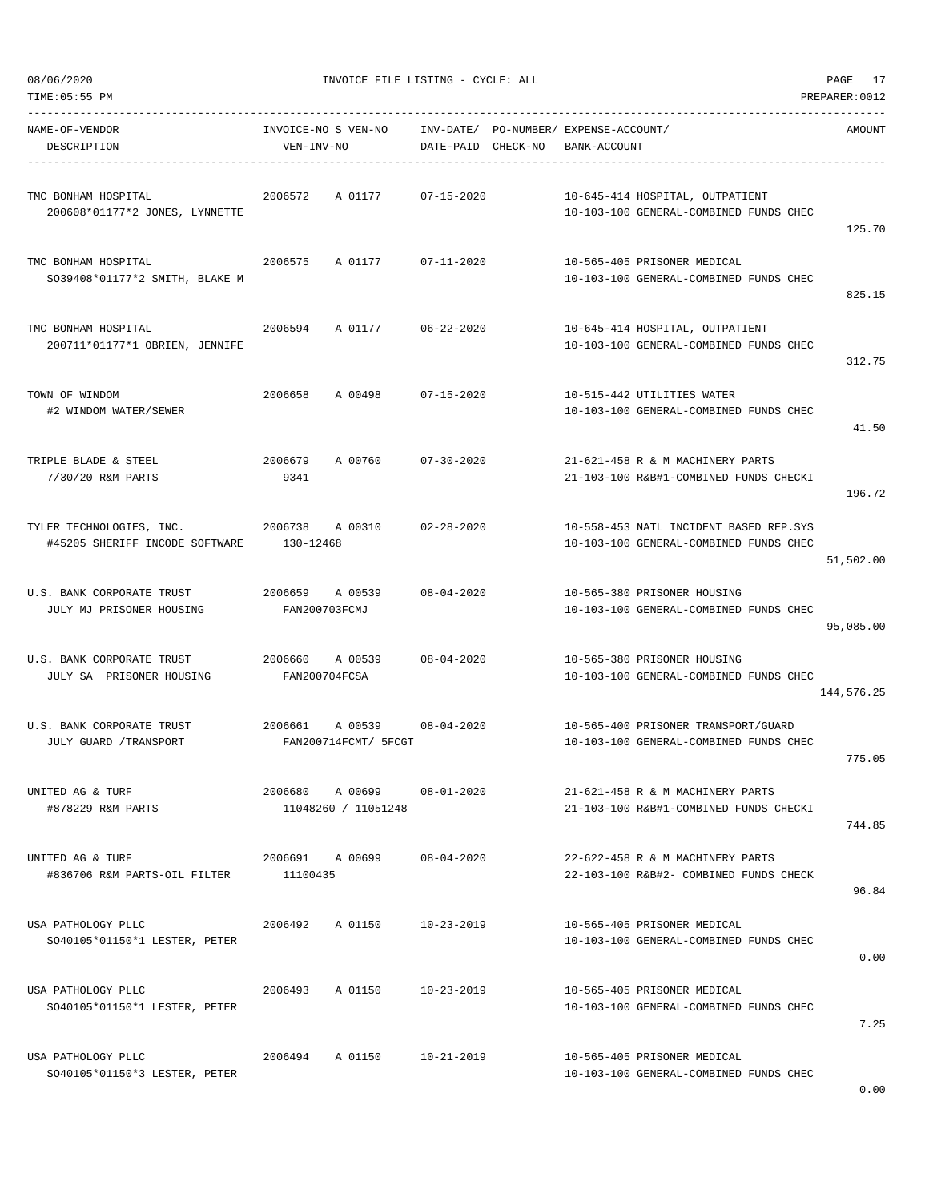08/06/2020 INVOICE FILE LISTING - CYCLE: ALL

TIME:05:55 PM PREPARER:0012

| NAME-OF-VENDOR<br>DESCRIPTION | INVOICE-NO S VEN-NO<br>VEN-INV-NO | INV-DATE/<br>DATE-PAID | PO-NUMBER/<br>CHECK-NO | EXPENSE-ACCOUNT/<br>BANK-ACCOUNT | AMOUNT |
|---|---|---|---|---|---|
| TMC BONHAM HOSPITAL<br>200608*01177*2 JONES, LYNNETTE | 2006572 A 01177 | 07-15-2020 | | 10-645-414 HOSPITAL, OUTPATIENT<br>10-103-100 GENERAL-COMBINED FUNDS CHEC | 125.70 |
| TMC BONHAM HOSPITAL<br>SO39408*01177*2 SMITH, BLAKE M | 2006575 A 01177 | 07-11-2020 | | 10-565-405 PRISONER MEDICAL<br>10-103-100 GENERAL-COMBINED FUNDS CHEC | 825.15 |
| TMC BONHAM HOSPITAL<br>200711*01177*1 OBRIEN, JENNIFE | 2006594 A 01177 | 06-22-2020 | | 10-645-414 HOSPITAL, OUTPATIENT<br>10-103-100 GENERAL-COMBINED FUNDS CHEC | 312.75 |
| TOWN OF WINDOM<br>#2 WINDOM WATER/SEWER | 2006658 A 00498 | 07-15-2020 | | 10-515-442 UTILITIES WATER<br>10-103-100 GENERAL-COMBINED FUNDS CHEC | 41.50 |
| TRIPLE BLADE & STEEL<br>7/30/20 R&M PARTS | 2006679 A 00760<br>9341 | 07-30-2020 | | 21-621-458 R & M MACHINERY PARTS<br>21-103-100 R&B#1-COMBINED FUNDS CHECKI | 196.72 |
| TYLER TECHNOLOGIES, INC.<br>#45205 SHERIFF INCODE SOFTWARE | 2006738 A 00310<br>130-12468 | 02-28-2020 | | 10-558-453 NATL INCIDENT BASED REP.SYS<br>10-103-100 GENERAL-COMBINED FUNDS CHEC | 51,502.00 |
| U.S. BANK CORPORATE TRUST<br>JULY MJ PRISONER HOUSING | 2006659 A 00539<br>FAN200703FCMJ | 08-04-2020 | | 10-565-380 PRISONER HOUSING<br>10-103-100 GENERAL-COMBINED FUNDS CHEC | 95,085.00 |
| U.S. BANK CORPORATE TRUST<br>JULY SA PRISONER HOUSING | 2006660 A 00539<br>FAN200704FCSA | 08-04-2020 | | 10-565-380 PRISONER HOUSING<br>10-103-100 GENERAL-COMBINED FUNDS CHEC | 144,576.25 |
| U.S. BANK CORPORATE TRUST<br>JULY GUARD /TRANSPORT | 2006661 A 00539<br>FAN200714FCMT/ 5FCGT | 08-04-2020 | | 10-565-400 PRISONER TRANSPORT/GUARD<br>10-103-100 GENERAL-COMBINED FUNDS CHEC | 775.05 |
| UNITED AG & TURF<br>#878229 R&M PARTS | 2006680 A 00699<br>11048260 / 11051248 | 08-01-2020 | | 21-621-458 R & M MACHINERY PARTS<br>21-103-100 R&B#1-COMBINED FUNDS CHECKI | 744.85 |
| UNITED AG & TURF<br>#836706 R&M PARTS-OIL FILTER | 2006691 A 00699<br>11100435 | 08-04-2020 | | 22-622-458 R & M MACHINERY PARTS<br>22-103-100 R&B#2- COMBINED FUNDS CHECK | 96.84 |
| USA PATHOLOGY PLLC<br>SO40105*01150*1 LESTER, PETER | 2006492 A 01150 | 10-23-2019 | | 10-565-405 PRISONER MEDICAL<br>10-103-100 GENERAL-COMBINED FUNDS CHEC | 0.00 |
| USA PATHOLOGY PLLC<br>SO40105*01150*1 LESTER, PETER | 2006493 A 01150 | 10-23-2019 | | 10-565-405 PRISONER MEDICAL<br>10-103-100 GENERAL-COMBINED FUNDS CHEC | 7.25 |
| USA PATHOLOGY PLLC<br>SO40105*01150*3 LESTER, PETER | 2006494 A 01150 | 10-21-2019 | | 10-565-405 PRISONER MEDICAL<br>10-103-100 GENERAL-COMBINED FUNDS CHEC | 0.00 |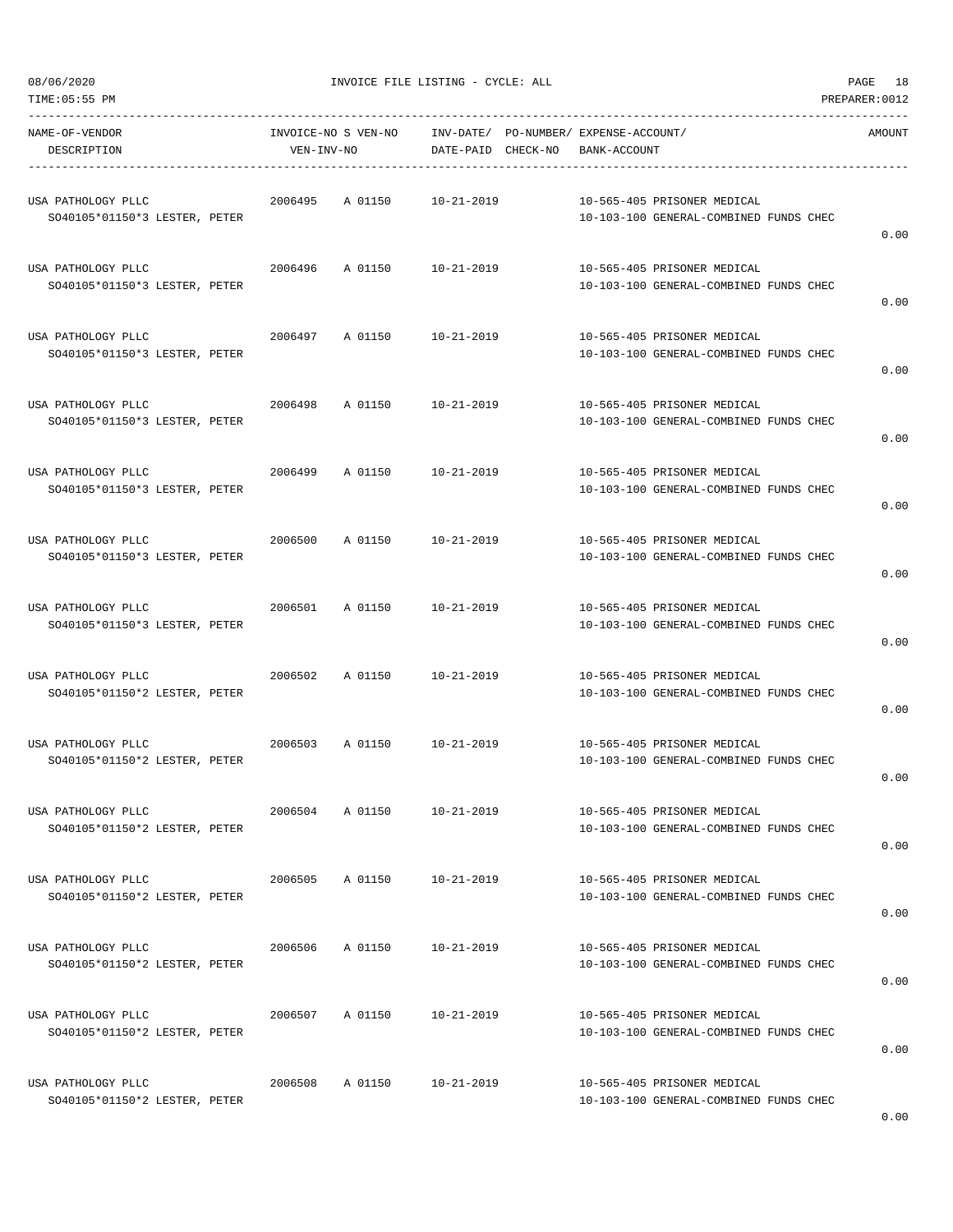08/06/2020 INVOICE FILE LISTING - CYCLE: ALL

TIME:05:55 PM PREPARER:0012

| NAME-OF-VENDOR<br>DESCRIPTION | INVOICE-NO S VEN-NO<br>VEN-INV-NO | INV-DATE/<br>DATE-PAID | PO-NUMBER/<br>CHECK-NO | EXPENSE-ACCOUNT/<br>BANK-ACCOUNT | AMOUNT |
|---|---|---|---|---|---|
| USA PATHOLOGY PLLC<br>SO40105*01150*3 LESTER, PETER | 2006495 A 01150 | 10-21-2019 | | 10-565-405 PRISONER MEDICAL<br>10-103-100 GENERAL-COMBINED FUNDS CHEC | 0.00 |
| USA PATHOLOGY PLLC<br>SO40105*01150*3 LESTER, PETER | 2006496 A 01150 | 10-21-2019 | | 10-565-405 PRISONER MEDICAL<br>10-103-100 GENERAL-COMBINED FUNDS CHEC | 0.00 |
| USA PATHOLOGY PLLC<br>SO40105*01150*3 LESTER, PETER | 2006497 A 01150 | 10-21-2019 | | 10-565-405 PRISONER MEDICAL<br>10-103-100 GENERAL-COMBINED FUNDS CHEC | 0.00 |
| USA PATHOLOGY PLLC<br>SO40105*01150*3 LESTER, PETER | 2006498 A 01150 | 10-21-2019 | | 10-565-405 PRISONER MEDICAL<br>10-103-100 GENERAL-COMBINED FUNDS CHEC | 0.00 |
| USA PATHOLOGY PLLC<br>SO40105*01150*3 LESTER, PETER | 2006499 A 01150 | 10-21-2019 | | 10-565-405 PRISONER MEDICAL<br>10-103-100 GENERAL-COMBINED FUNDS CHEC | 0.00 |
| USA PATHOLOGY PLLC<br>SO40105*01150*3 LESTER, PETER | 2006500 A 01150 | 10-21-2019 | | 10-565-405 PRISONER MEDICAL<br>10-103-100 GENERAL-COMBINED FUNDS CHEC | 0.00 |
| USA PATHOLOGY PLLC<br>SO40105*01150*3 LESTER, PETER | 2006501 A 01150 | 10-21-2019 | | 10-565-405 PRISONER MEDICAL<br>10-103-100 GENERAL-COMBINED FUNDS CHEC | 0.00 |
| USA PATHOLOGY PLLC<br>SO40105*01150*2 LESTER, PETER | 2006502 A 01150 | 10-21-2019 | | 10-565-405 PRISONER MEDICAL<br>10-103-100 GENERAL-COMBINED FUNDS CHEC | 0.00 |
| USA PATHOLOGY PLLC<br>SO40105*01150*2 LESTER, PETER | 2006503 A 01150 | 10-21-2019 | | 10-565-405 PRISONER MEDICAL<br>10-103-100 GENERAL-COMBINED FUNDS CHEC | 0.00 |
| USA PATHOLOGY PLLC<br>SO40105*01150*2 LESTER, PETER | 2006504 A 01150 | 10-21-2019 | | 10-565-405 PRISONER MEDICAL<br>10-103-100 GENERAL-COMBINED FUNDS CHEC | 0.00 |
| USA PATHOLOGY PLLC<br>SO40105*01150*2 LESTER, PETER | 2006505 A 01150 | 10-21-2019 | | 10-565-405 PRISONER MEDICAL<br>10-103-100 GENERAL-COMBINED FUNDS CHEC | 0.00 |
| USA PATHOLOGY PLLC<br>SO40105*01150*2 LESTER, PETER | 2006506 A 01150 | 10-21-2019 | | 10-565-405 PRISONER MEDICAL<br>10-103-100 GENERAL-COMBINED FUNDS CHEC | 0.00 |
| USA PATHOLOGY PLLC<br>SO40105*01150*2 LESTER, PETER | 2006507 A 01150 | 10-21-2019 | | 10-565-405 PRISONER MEDICAL<br>10-103-100 GENERAL-COMBINED FUNDS CHEC | 0.00 |
| USA PATHOLOGY PLLC<br>SO40105*01150*2 LESTER, PETER | 2006508 A 01150 | 10-21-2019 | | 10-565-405 PRISONER MEDICAL<br>10-103-100 GENERAL-COMBINED FUNDS CHEC | 0.00 |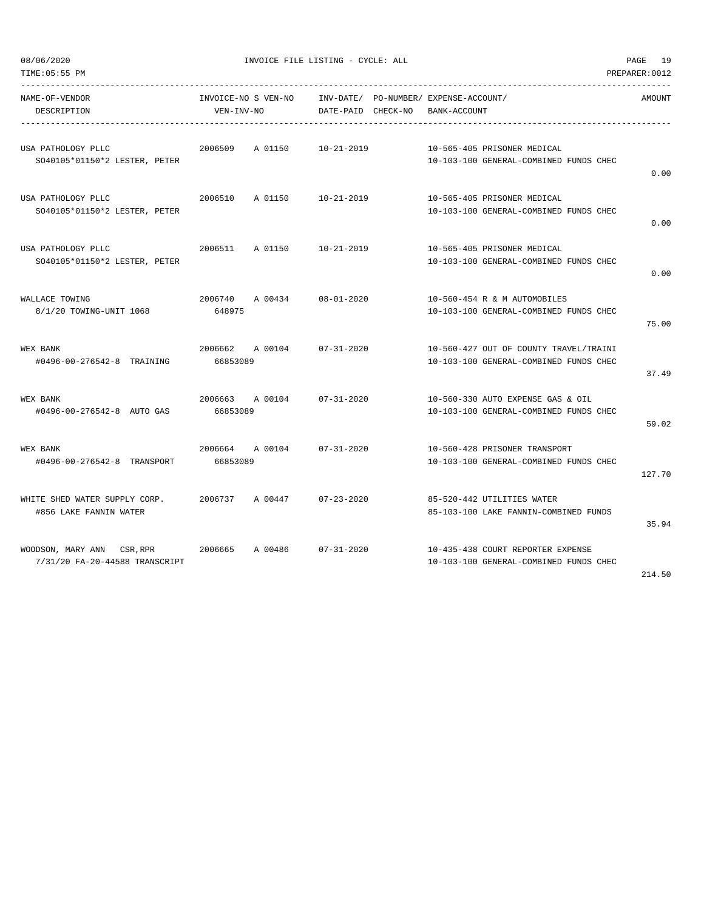08/06/2020 INVOICE FILE LISTING - CYCLE: ALL

TIME:05:55 PM PREPARER:0012

| NAME-OF-VENDOR<br>DESCRIPTION | INVOICE-NO S VEN-NO<br>VEN-INV-NO | INV-DATE/<br>DATE-PAID | PO-NUMBER/<br>CHECK-NO | EXPENSE-ACCOUNT/<br>BANK-ACCOUNT | AMOUNT |
|---|---|---|---|---|---|
| USA PATHOLOGY PLLC<br>SO40105*01150*2 LESTER, PETER | 2006509 A 01150 | 10-21-2019 | | 10-565-405 PRISONER MEDICAL<br>10-103-100 GENERAL-COMBINED FUNDS CHEC | 0.00 |
| USA PATHOLOGY PLLC<br>SO40105*01150*2 LESTER, PETER | 2006510 A 01150 | 10-21-2019 | | 10-565-405 PRISONER MEDICAL<br>10-103-100 GENERAL-COMBINED FUNDS CHEC | 0.00 |
| USA PATHOLOGY PLLC<br>SO40105*01150*2 LESTER, PETER | 2006511 A 01150 | 10-21-2019 | | 10-565-405 PRISONER MEDICAL<br>10-103-100 GENERAL-COMBINED FUNDS CHEC | 0.00 |
| WALLACE TOWING<br>8/1/20 TOWING-UNIT 1068 | 2006740 A 00434<br>648975 | 08-01-2020 | | 10-560-454 R & M AUTOMOBILES<br>10-103-100 GENERAL-COMBINED FUNDS CHEC | 75.00 |
| WEX BANK<br>#0496-00-276542-8 TRAINING | 2006662 A 00104<br>66853089 | 07-31-2020 | | 10-560-427 OUT OF COUNTY TRAVEL/TRAINI<br>10-103-100 GENERAL-COMBINED FUNDS CHEC | 37.49 |
| WEX BANK<br>#0496-00-276542-8 AUTO GAS | 2006663 A 00104<br>66853089 | 07-31-2020 | | 10-560-330 AUTO EXPENSE GAS & OIL<br>10-103-100 GENERAL-COMBINED FUNDS CHEC | 59.02 |
| WEX BANK<br>#0496-00-276542-8 TRANSPORT | 2006664 A 00104<br>66853089 | 07-31-2020 | | 10-560-428 PRISONER TRANSPORT<br>10-103-100 GENERAL-COMBINED FUNDS CHEC | 127.70 |
| WHITE SHED WATER SUPPLY CORP.<br>#856 LAKE FANNIN WATER | 2006737 A 00447 | 07-23-2020 | | 85-520-442 UTILITIES WATER<br>85-103-100 LAKE FANNIN-COMBINED FUNDS | 35.94 |
| WOODSON, MARY ANN CSR,RPR<br>7/31/20 FA-20-44588 TRANSCRIPT | 2006665 A 00486 | 07-31-2020 | | 10-435-438 COURT REPORTER EXPENSE<br>10-103-100 GENERAL-COMBINED FUNDS CHEC | 214.50 |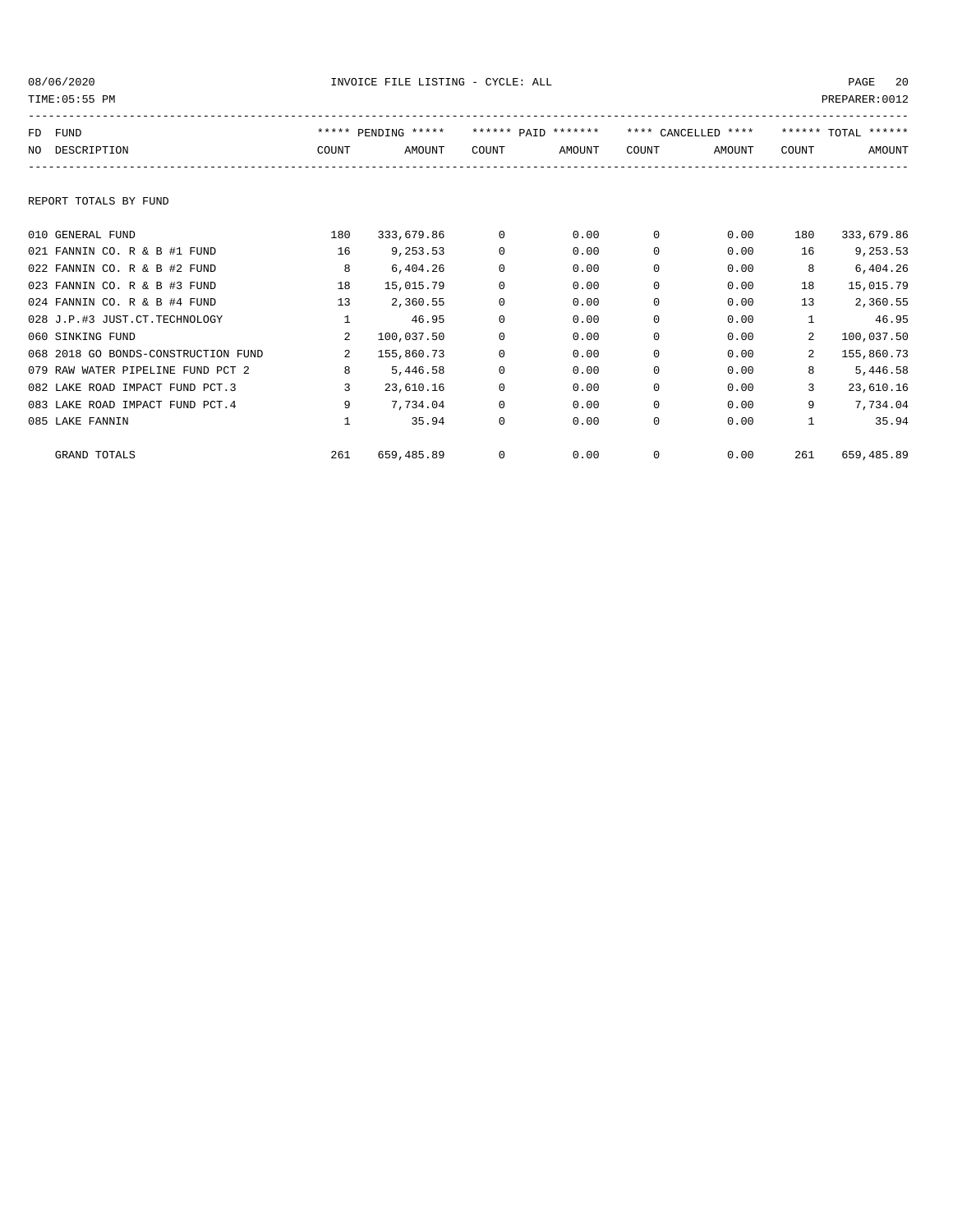08/06/2020 INVOICE FILE LISTING - CYCLE: ALL

TIME:05:55 PM PREPARER:0012

REPORT TOTALS BY FUND

| FD NO | FUND DESCRIPTION | ***** PENDING ***** COUNT | AMOUNT | ****** PAID ******* COUNT | AMOUNT | **** CANCELLED **** COUNT | AMOUNT | ****** TOTAL ****** COUNT | AMOUNT |
|---|---|---|---|---|---|---|---|---|---|
| 010 | GENERAL FUND | 180 | 333,679.86 | 0 | 0.00 | 0 | 0.00 | 180 | 333,679.86 |
| 021 | FANNIN CO. R & B #1 FUND | 16 | 9,253.53 | 0 | 0.00 | 0 | 0.00 | 16 | 9,253.53 |
| 022 | FANNIN CO. R & B #2 FUND | 8 | 6,404.26 | 0 | 0.00 | 0 | 0.00 | 8 | 6,404.26 |
| 023 | FANNIN CO. R & B #3 FUND | 18 | 15,015.79 | 0 | 0.00 | 0 | 0.00 | 18 | 15,015.79 |
| 024 | FANNIN CO. R & B #4 FUND | 13 | 2,360.55 | 0 | 0.00 | 0 | 0.00 | 13 | 2,360.55 |
| 028 | J.P.#3 JUST.CT.TECHNOLOGY | 1 | 46.95 | 0 | 0.00 | 0 | 0.00 | 1 | 46.95 |
| 060 | SINKING FUND | 2 | 100,037.50 | 0 | 0.00 | 0 | 0.00 | 2 | 100,037.50 |
| 068 | 2018 GO BONDS-CONSTRUCTION FUND | 2 | 155,860.73 | 0 | 0.00 | 0 | 0.00 | 2 | 155,860.73 |
| 079 | RAW WATER PIPELINE FUND PCT 2 | 8 | 5,446.58 | 0 | 0.00 | 0 | 0.00 | 8 | 5,446.58 |
| 082 | LAKE ROAD IMPACT FUND PCT.3 | 3 | 23,610.16 | 0 | 0.00 | 0 | 0.00 | 3 | 23,610.16 |
| 083 | LAKE ROAD IMPACT FUND PCT.4 | 9 | 7,734.04 | 0 | 0.00 | 0 | 0.00 | 9 | 7,734.04 |
| 085 | LAKE FANNIN | 1 | 35.94 | 0 | 0.00 | 0 | 0.00 | 1 | 35.94 |
| | GRAND TOTALS | 261 | 659,485.89 | 0 | 0.00 | 0 | 0.00 | 261 | 659,485.89 |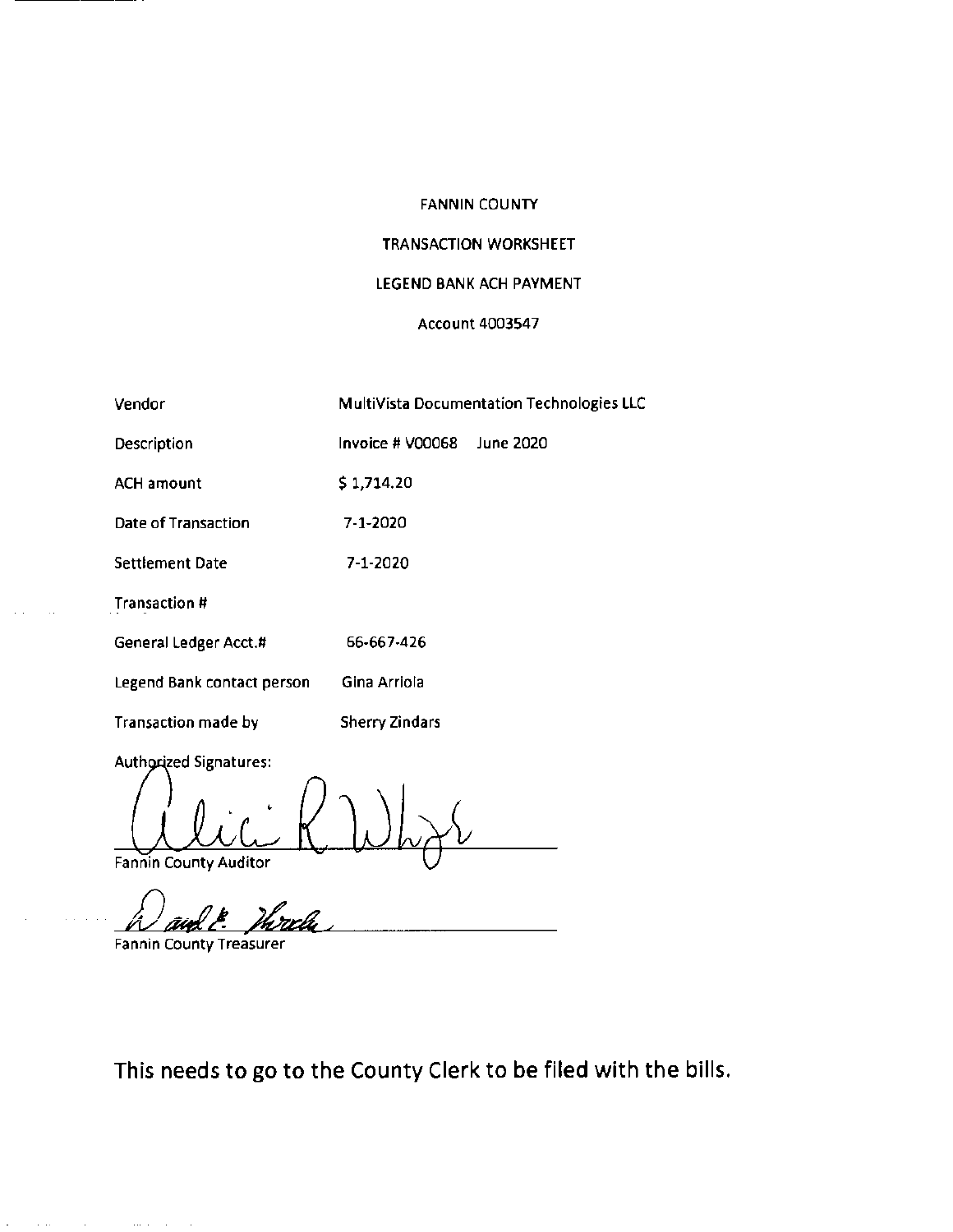FANNIN COUNTY

TRANSACTION WORKSHEET

LEGEND BANK ACH PAYMENT

Account 4003547

| | |
|---|---|
| Vendor | MultiVista Documentation Technologies LLC |
| Description | Invoice # V00068 June 2020 |
| ACH amount | $ 1,714.20 |
| Date of Transaction | 7-1-2020 |
| Settlement Date | 7-1-2020 |
| Transaction # | |
| General Ledger Acct.# | 66-667-426 |
| Legend Bank contact person | Gina Arriola |
| Transaction made by | Sherry Zindars |

Authorized Signatures:

Fannin County Auditor

Fannin County Treasurer

This needs to go to the County Clerk to be filed with the bills.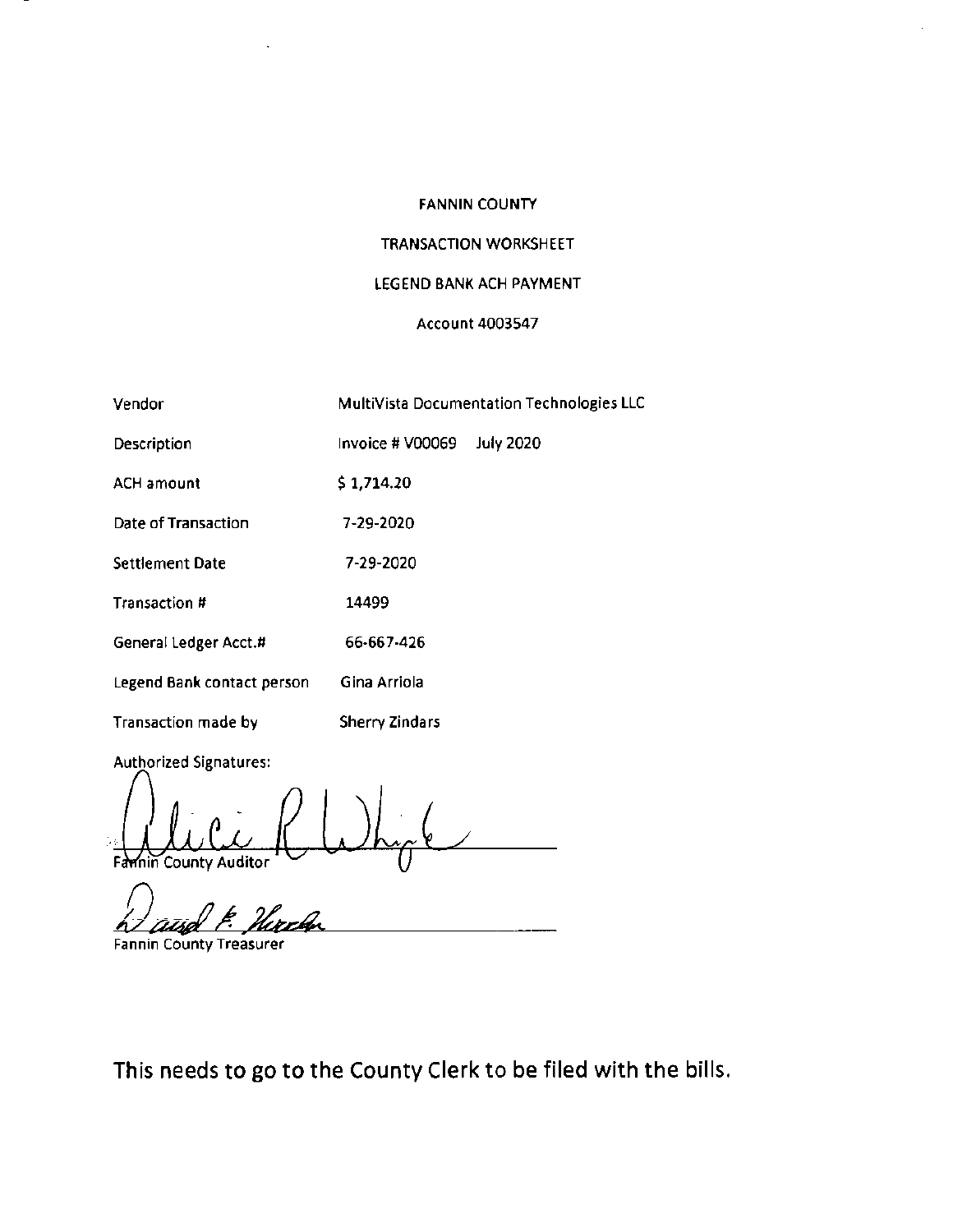FANNIN COUNTY

TRANSACTION WORKSHEET

LEGEND BANK ACH PAYMENT

Account 4003547

| | |
|---|---|
| Vendor | MultiVista Documentation Technologies LLC |
| Description | Invoice # V00069 July 2020 |
| ACH amount | $ 1,714.20 |
| Date of Transaction | 7-29-2020 |
| Settlement Date | 7-29-2020 |
| Transaction # | 14499 |
| General Ledger Acct.# | 66-667-426 |
| Legend Bank contact person | Gina Arriola |
| Transaction made by | Sherry Zindars |

Authorized Signatures:

Fannin County Auditor

Fannin County Treasurer

This needs to go to the County Clerk to be filed with the bills.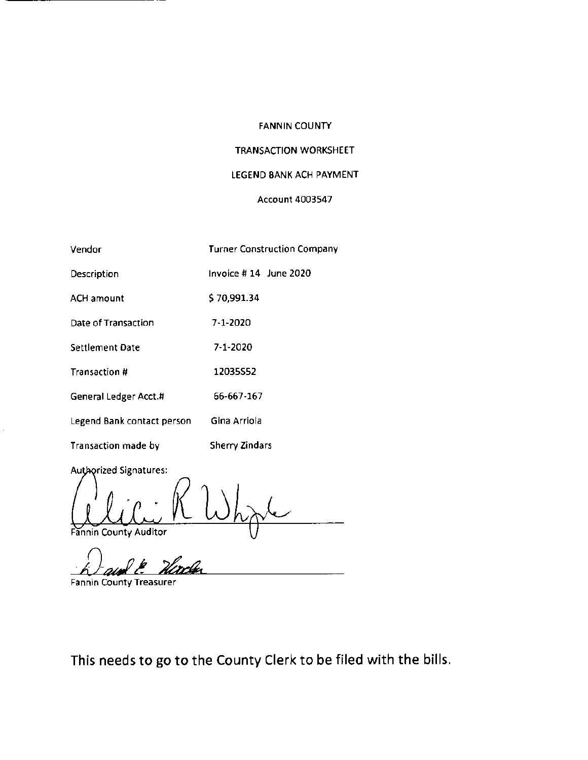FANNIN COUNTY

TRANSACTION WORKSHEET

LEGEND BANK ACH PAYMENT

Account 4003547

| | |
|---|---|
| Vendor | Turner Construction Company |
| Description | Invoice # 14 June 2020 |
| ACH amount | $ 70,991.34 |
| Date of Transaction | 7-1-2020 |
| Settlement Date | 7-1-2020 |
| Transaction # | 12035552 |
| General Ledger Acct.# | 66-667-167 |
| Legend Bank contact person | Gina Arriola |
| Transaction made by | Sherry Zindars |

Authorized Signatures:

Alicia R White

Fannin County Auditor

David E. Hardin

Fannin County Treasurer

This needs to go to the County Clerk to be filed with the bills.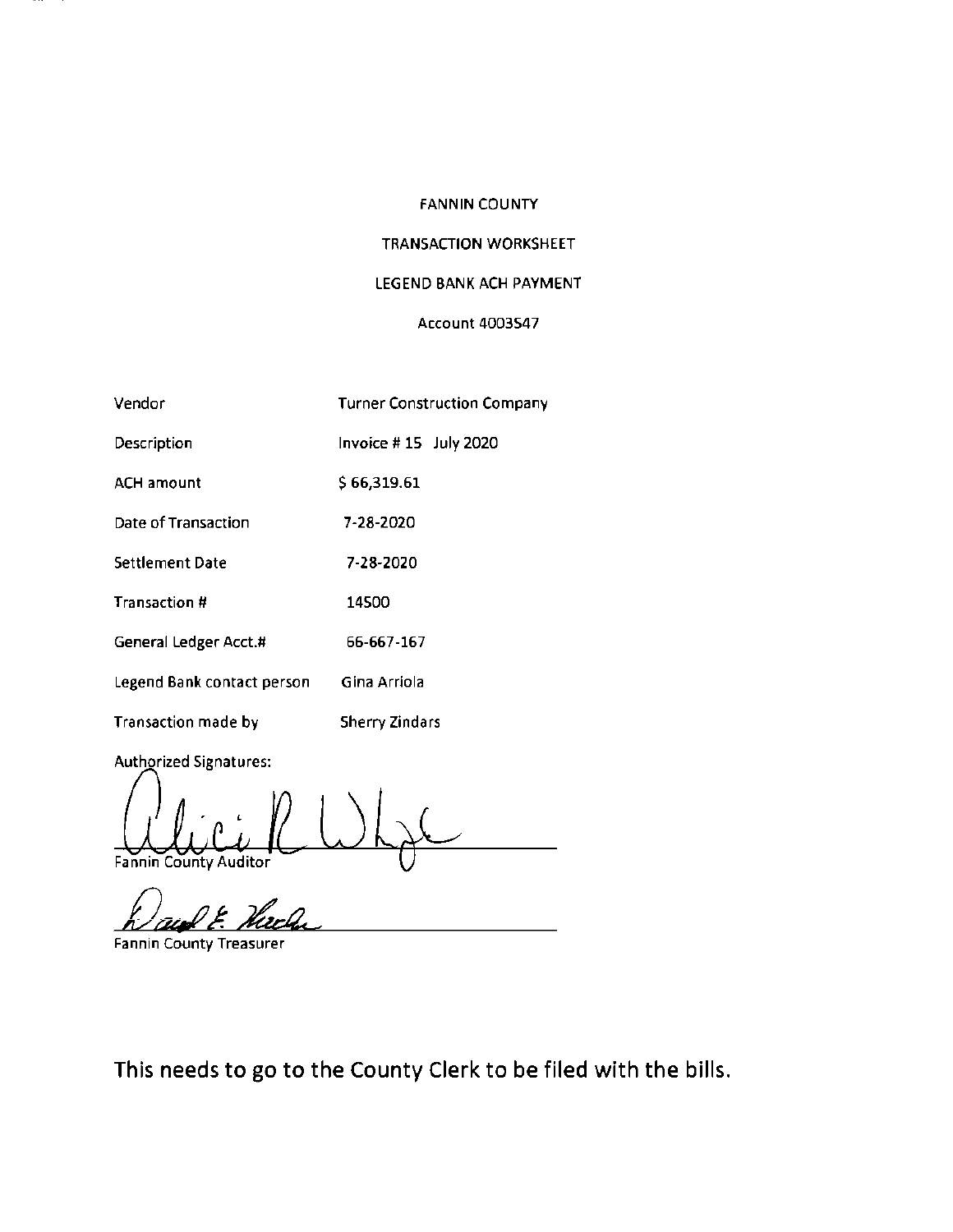FANNIN COUNTY

TRANSACTION WORKSHEET

LEGEND BANK ACH PAYMENT

Account 4003547

| | |
|---|---|
| Vendor | Turner Construction Company |
| Description | Invoice # 15 July 2020 |
| ACH amount | $ 66,319.61 |
| Date of Transaction | 7-28-2020 |
| Settlement Date | 7-28-2020 |
| Transaction # | 14500 |
| General Ledger Acct.# | 66-667-167 |
| Legend Bank contact person | Gina Arriola |
| Transaction made by | Sherry Zindars |

Authorized Signatures:

Fannin County Auditor

Fannin County Treasurer

**This needs to go to the County Clerk to be filed with the bills.**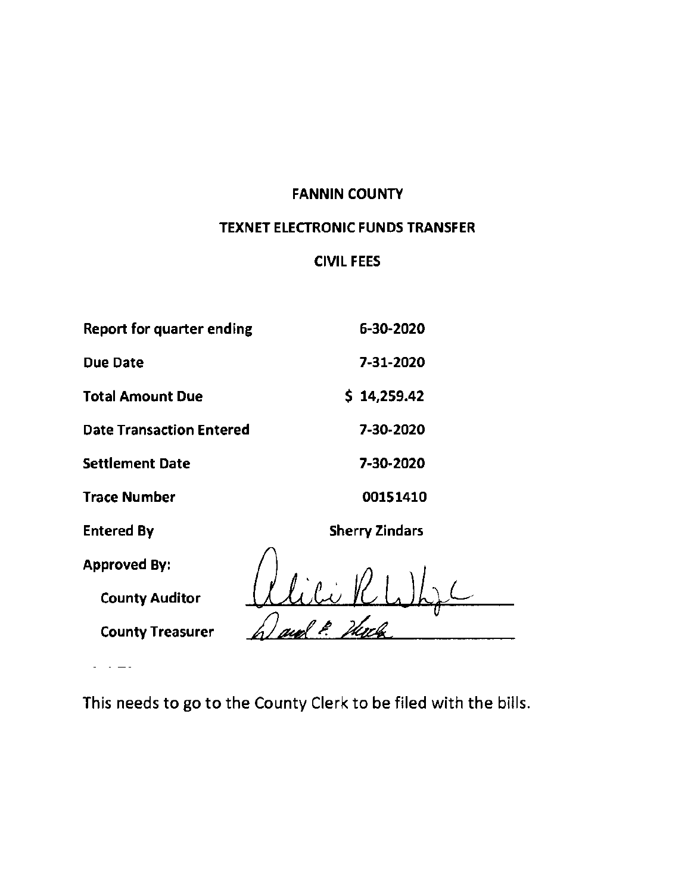# FANNIN COUNTY

## TEXNET ELECTRONIC FUNDS TRANSFER

## CIVIL FEES

| | |
|---|---|
| **Report for quarter ending** | **6-30-2020** |
| **Due Date** | **7-31-2020** |
| **Total Amount Due** | **$ 14,259.42** |
| **Date Transaction Entered** | **7-30-2020** |
| **Settlement Date** | **7-30-2020** |
| **Trace Number** | **00151410** |
| **Entered By** | **Sherry Zindars** |

**Approved By:**

**County Auditor** Alicia R White

**County Treasurer** David E. Hirth

This needs to go to the County Clerk to be filed with the bills.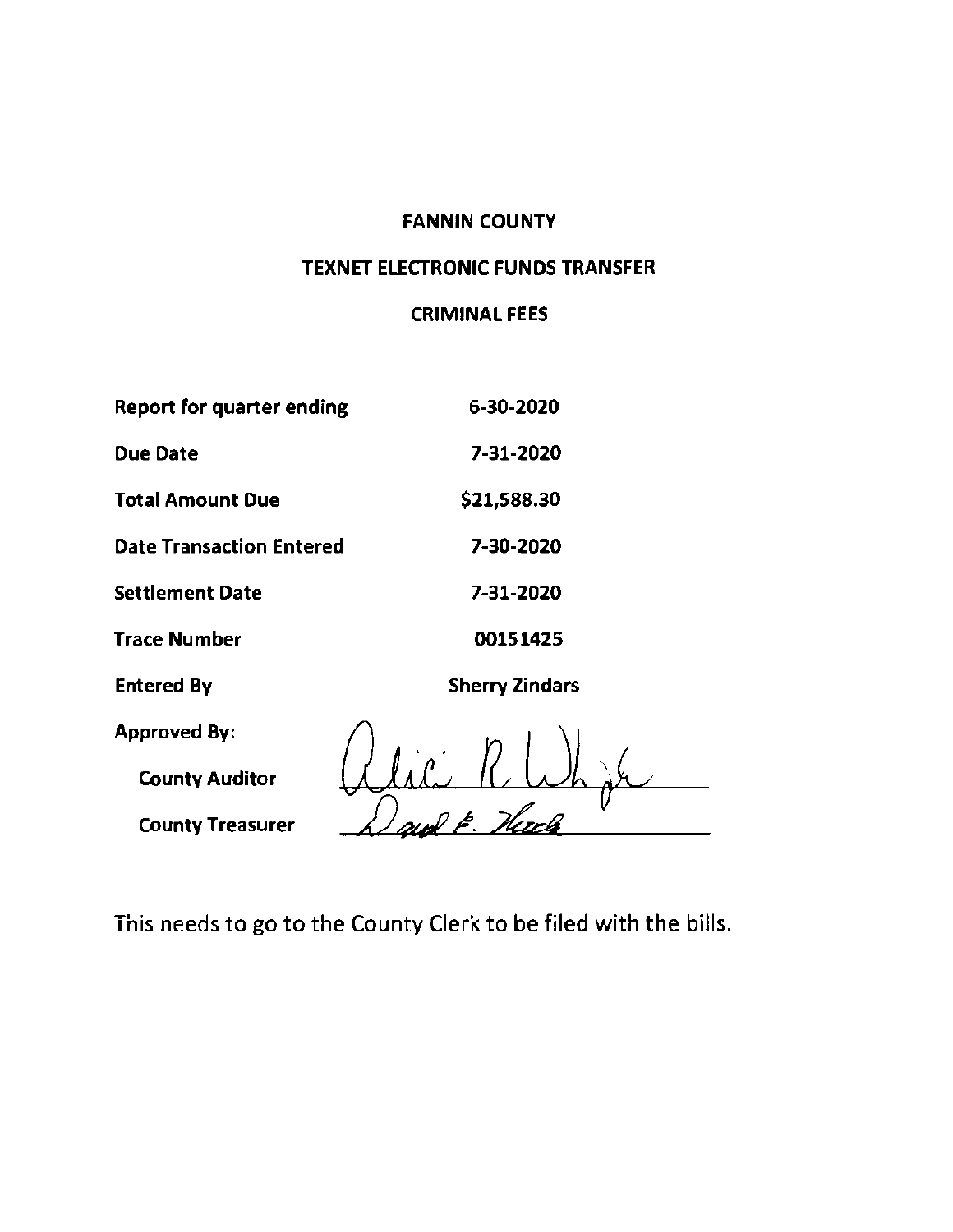**FANNIN COUNTY**

**TEXNET ELECTRONIC FUNDS TRANSFER**

**CRIMINAL FEES**

| | |
|---|---|
| **Report for quarter ending** | **6-30-2020** |
| **Due Date** | **7-31-2020** |
| **Total Amount Due** | **$21,588.30** |
| **Date Transaction Entered** | **7-30-2020** |
| **Settlement Date** | **7-31-2020** |
| **Trace Number** | **00151425** |
| **Entered By** | **Sherry Zindars** |

**Approved By:**

**County Auditor** Alicia R. White

**County Treasurer** David E. Hards

This needs to go to the County Clerk to be filed with the bills.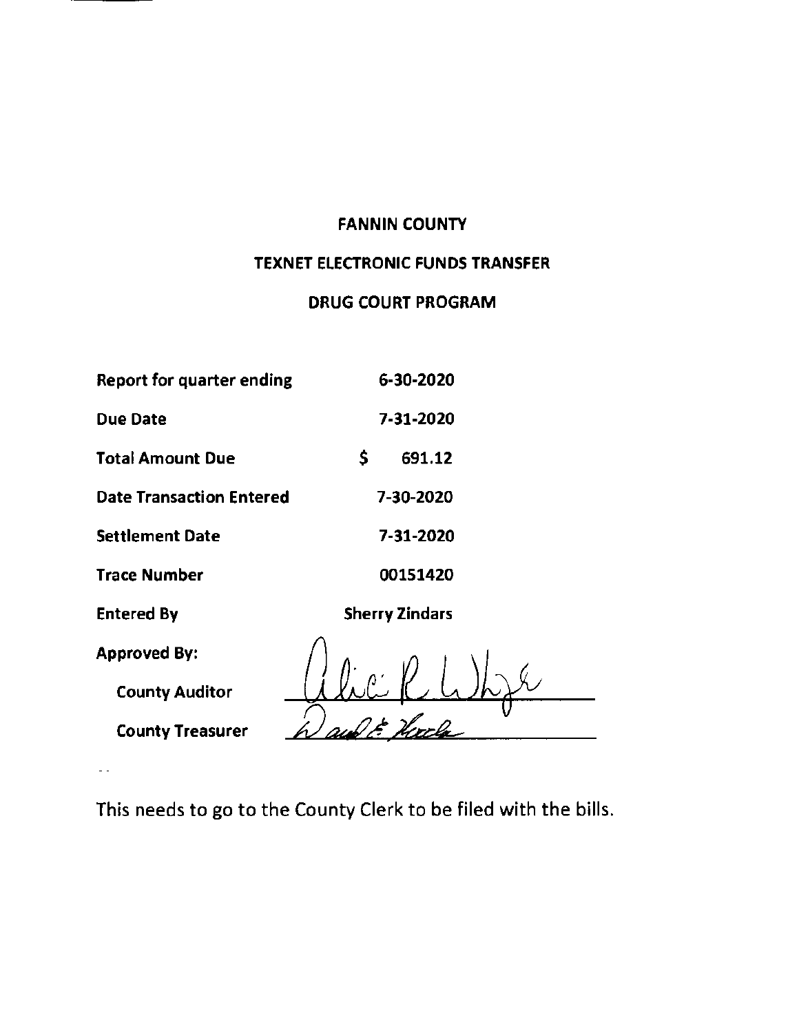# FANNIN COUNTY

## TEXNET ELECTRONIC FUNDS TRANSFER

## DRUG COURT PROGRAM

| | |
|---|---|
| **Report for quarter ending** | **6-30-2020** |
| **Due Date** | **7-31-2020** |
| **Total Amount Due** | **$ 691.12** |
| **Date Transaction Entered** | **7-30-2020** |
| **Settlement Date** | **7-31-2020** |
| **Trace Number** | **00151420** |
| **Entered By** | **Sherry Zindars** |

**Approved By:**

**County Auditor** ______________________

**County Treasurer** ______________________

This needs to go to the County Clerk to be filed with the bills.